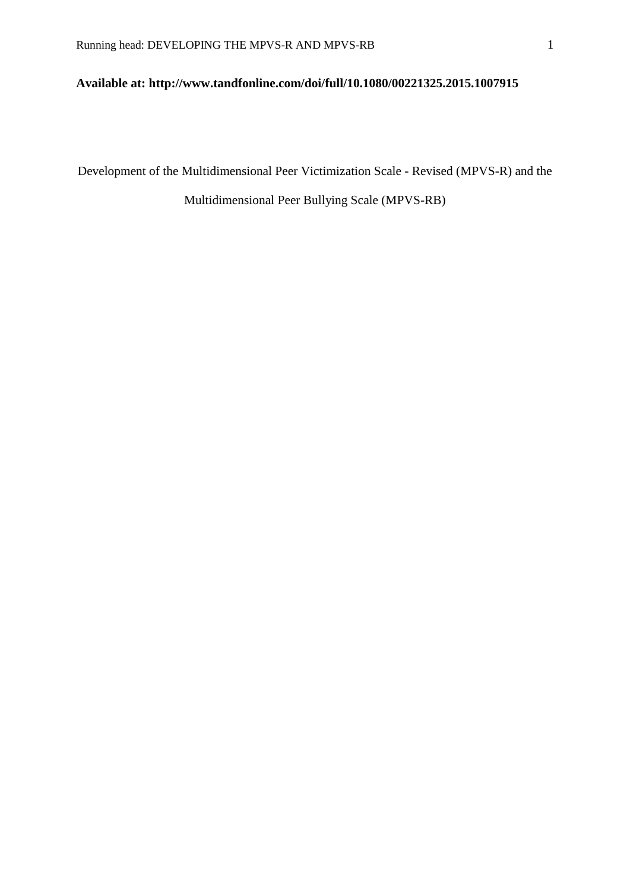**Available at: http://www.tandfonline.com/doi/full/10.1080/00221325.2015.1007915**

# Development of the Multidimensional Peer Victimization Scale - Revised (MPVS-R) and the Multidimensional Peer Bullying Scale (MPVS-RB)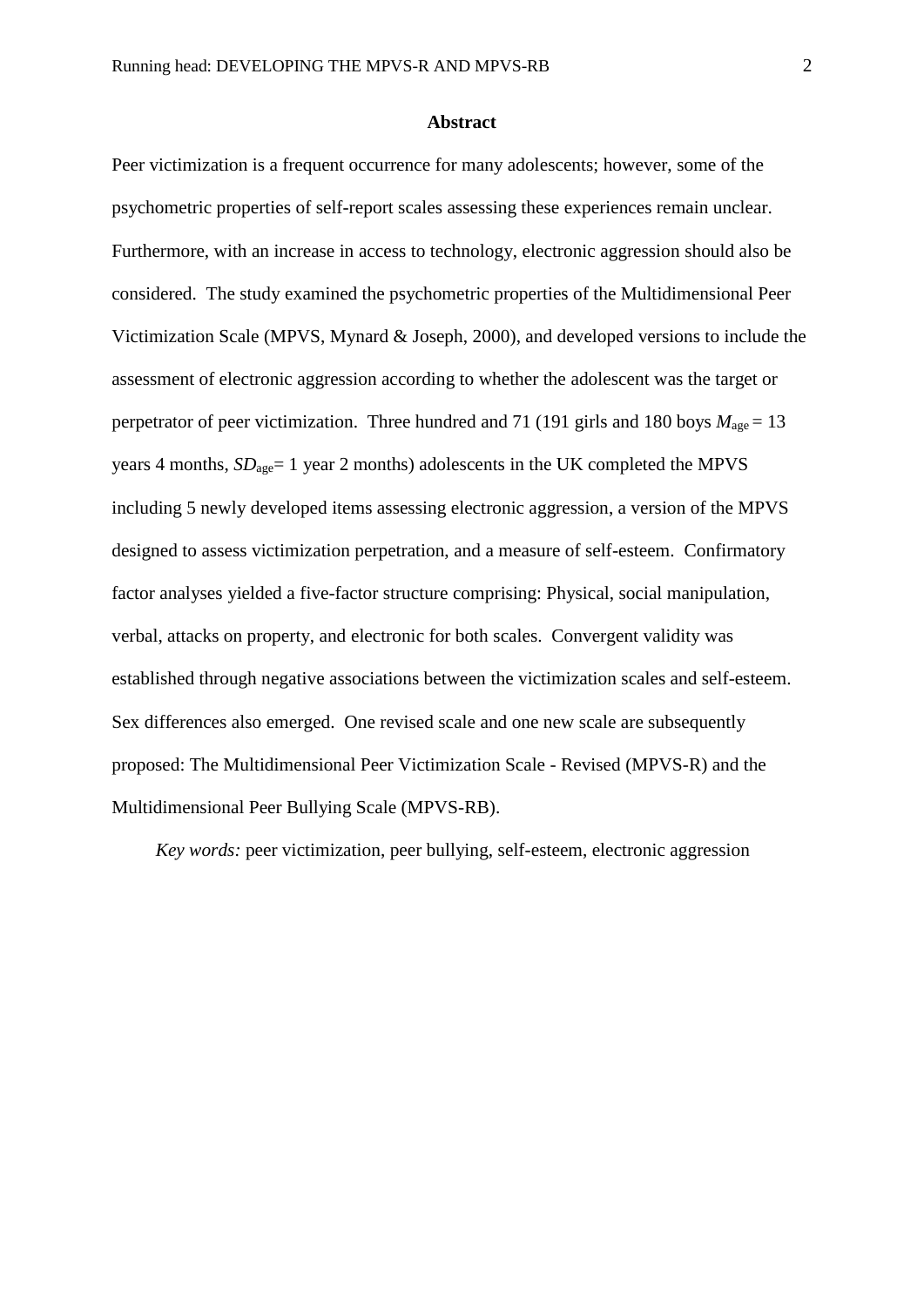**Abstract**

Peer victimization is a frequent occurrence for many adolescents; however, some of the psychometric properties of self-report scales assessing these experiences remain unclear. Furthermore, with an increase in access to technology, electronic aggression should also be considered. The study examined the psychometric properties of the Multidimensional Peer Victimization Scale (MPVS, Mynard & Joseph, 2000), and developed versions to include the assessment of electronic aggression according to whether the adolescent was the target or perpetrator of peer victimization. Three hundred and 71 (191 girls and 180 boys $M_{\text{age}}$ = 13 years 4 months, $SD_{\text{age}}$ = 1 year 2 months) adolescents in the UK completed the MPVS including 5 newly developed items assessing electronic aggression, a version of the MPVS designed to assess victimization perpetration, and a measure of self-esteem. Confirmatory factor analyses yielded a five-factor structure comprising: Physical, social manipulation, verbal, attacks on property, and electronic for both scales. Convergent validity was established through negative associations between the victimization scales and self-esteem. Sex differences also emerged. One revised scale and one new scale are subsequently proposed: The Multidimensional Peer Victimization Scale - Revised (MPVS-R) and the Multidimensional Peer Bullying Scale (MPVS-RB).

*Key words:* peer victimization, peer bullying, self-esteem, electronic aggression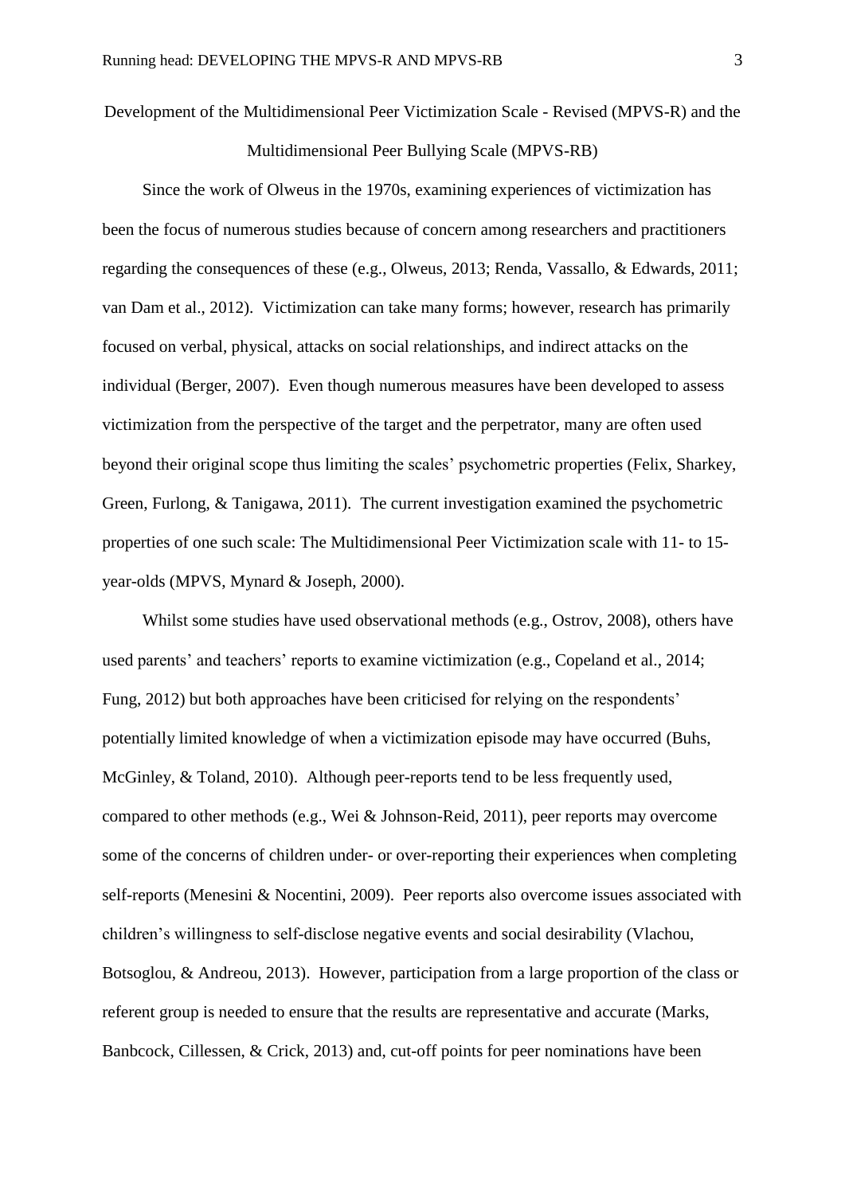Development of the Multidimensional Peer Victimization Scale - Revised (MPVS-R) and the Multidimensional Peer Bullying Scale (MPVS-RB)

Since the work of Olweus in the 1970s, examining experiences of victimization has been the focus of numerous studies because of concern among researchers and practitioners regarding the consequences of these (e.g., Olweus, 2013; Renda, Vassallo, & Edwards, 2011; van Dam et al., 2012). Victimization can take many forms; however, research has primarily focused on verbal, physical, attacks on social relationships, and indirect attacks on the individual (Berger, 2007). Even though numerous measures have been developed to assess victimization from the perspective of the target and the perpetrator, many are often used beyond their original scope thus limiting the scales' psychometric properties (Felix, Sharkey, Green, Furlong, & Tanigawa, 2011). The current investigation examined the psychometric properties of one such scale: The Multidimensional Peer Victimization scale with 11- to 15-year-olds (MPVS, Mynard & Joseph, 2000).

Whilst some studies have used observational methods (e.g., Ostrov, 2008), others have used parents' and teachers' reports to examine victimization (e.g., Copeland et al., 2014; Fung, 2012) but both approaches have been criticised for relying on the respondents' potentially limited knowledge of when a victimization episode may have occurred (Buhs, McGinley, & Toland, 2010). Although peer-reports tend to be less frequently used, compared to other methods (e.g., Wei & Johnson-Reid, 2011), peer reports may overcome some of the concerns of children under- or over-reporting their experiences when completing self-reports (Menesini & Nocentini, 2009). Peer reports also overcome issues associated with children's willingness to self-disclose negative events and social desirability (Vlachou, Botsoglou, & Andreou, 2013). However, participation from a large proportion of the class or referent group is needed to ensure that the results are representative and accurate (Marks, Banbcock, Cillessen, & Crick, 2013) and, cut-off points for peer nominations have been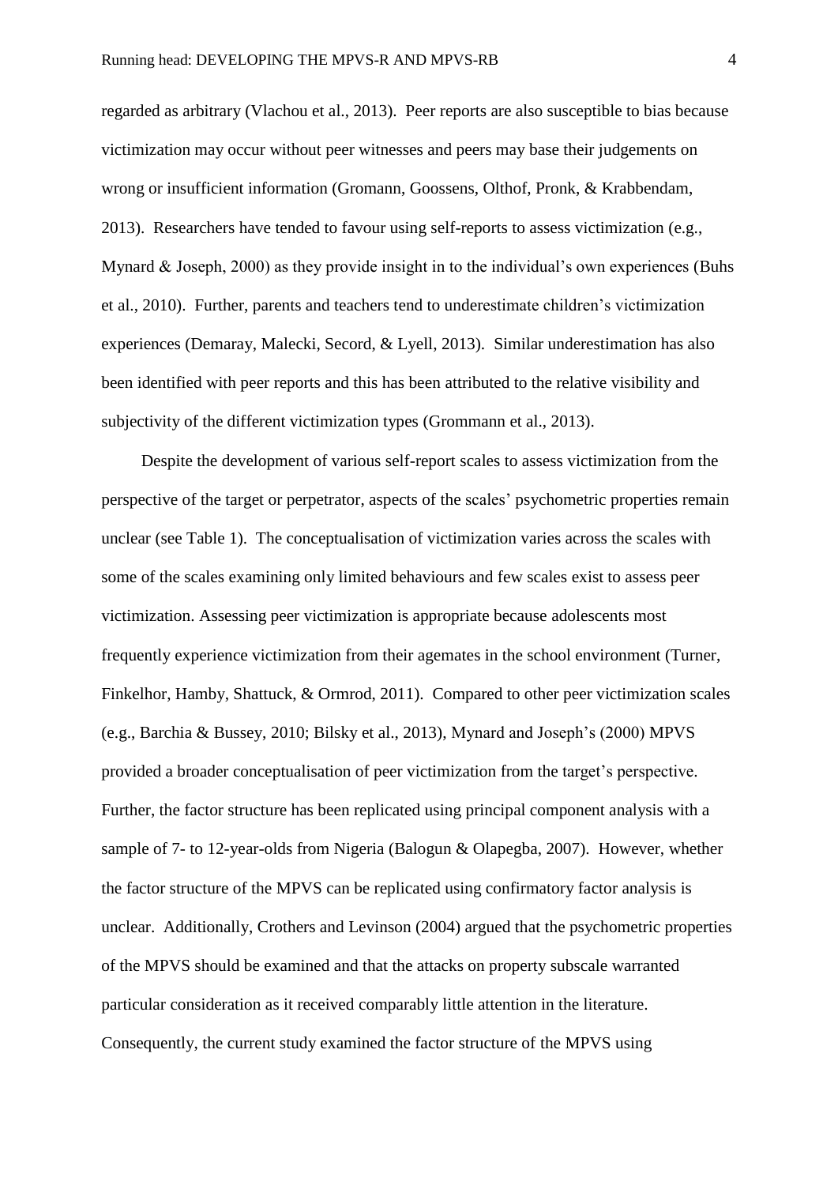regarded as arbitrary (Vlachou et al., 2013). Peer reports are also susceptible to bias because victimization may occur without peer witnesses and peers may base their judgements on wrong or insufficient information (Gromann, Goossens, Olthof, Pronk, & Krabbendam, 2013). Researchers have tended to favour using self-reports to assess victimization (e.g., Mynard & Joseph, 2000) as they provide insight in to the individual's own experiences (Buhs et al., 2010). Further, parents and teachers tend to underestimate children's victimization experiences (Demaray, Malecki, Secord, & Lyell, 2013). Similar underestimation has also been identified with peer reports and this has been attributed to the relative visibility and subjectivity of the different victimization types (Grommann et al., 2013).

Despite the development of various self-report scales to assess victimization from the perspective of the target or perpetrator, aspects of the scales' psychometric properties remain unclear (see Table 1). The conceptualisation of victimization varies across the scales with some of the scales examining only limited behaviours and few scales exist to assess peer victimization. Assessing peer victimization is appropriate because adolescents most frequently experience victimization from their agemates in the school environment (Turner, Finkelhor, Hamby, Shattuck, & Ormrod, 2011). Compared to other peer victimization scales (e.g., Barchia & Bussey, 2010; Bilsky et al., 2013), Mynard and Joseph's (2000) MPVS provided a broader conceptualisation of peer victimization from the target's perspective. Further, the factor structure has been replicated using principal component analysis with a sample of 7- to 12-year-olds from Nigeria (Balogun & Olapegba, 2007). However, whether the factor structure of the MPVS can be replicated using confirmatory factor analysis is unclear. Additionally, Crothers and Levinson (2004) argued that the psychometric properties of the MPVS should be examined and that the attacks on property subscale warranted particular consideration as it received comparably little attention in the literature. Consequently, the current study examined the factor structure of the MPVS using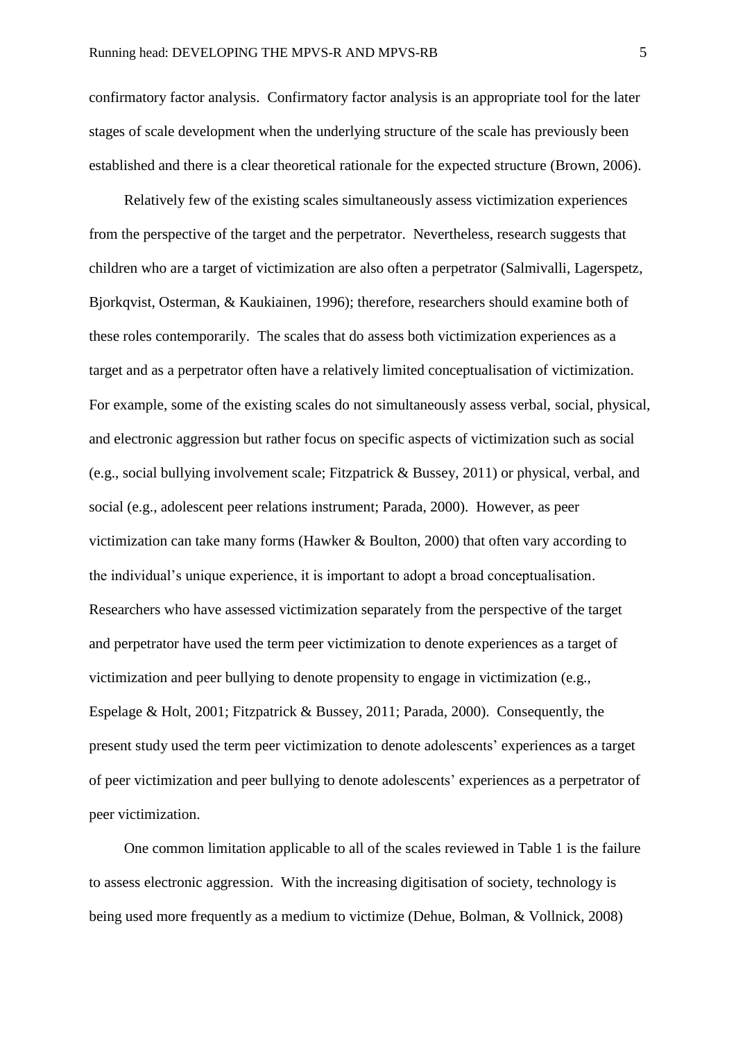confirmatory factor analysis. Confirmatory factor analysis is an appropriate tool for the later stages of scale development when the underlying structure of the scale has previously been established and there is a clear theoretical rationale for the expected structure (Brown, 2006).

Relatively few of the existing scales simultaneously assess victimization experiences from the perspective of the target and the perpetrator. Nevertheless, research suggests that children who are a target of victimization are also often a perpetrator (Salmivalli, Lagerspetz, Bjorkqvist, Osterman, & Kaukiainen, 1996); therefore, researchers should examine both of these roles contemporarily. The scales that do assess both victimization experiences as a target and as a perpetrator often have a relatively limited conceptualisation of victimization. For example, some of the existing scales do not simultaneously assess verbal, social, physical, and electronic aggression but rather focus on specific aspects of victimization such as social (e.g., social bullying involvement scale; Fitzpatrick & Bussey, 2011) or physical, verbal, and social (e.g., adolescent peer relations instrument; Parada, 2000). However, as peer victimization can take many forms (Hawker & Boulton, 2000) that often vary according to the individual's unique experience, it is important to adopt a broad conceptualisation. Researchers who have assessed victimization separately from the perspective of the target and perpetrator have used the term peer victimization to denote experiences as a target of victimization and peer bullying to denote propensity to engage in victimization (e.g., Espelage & Holt, 2001; Fitzpatrick & Bussey, 2011; Parada, 2000). Consequently, the present study used the term peer victimization to denote adolescents' experiences as a target of peer victimization and peer bullying to denote adolescents' experiences as a perpetrator of peer victimization.

One common limitation applicable to all of the scales reviewed in Table 1 is the failure to assess electronic aggression. With the increasing digitisation of society, technology is being used more frequently as a medium to victimize (Dehue, Bolman, & Vollnick, 2008)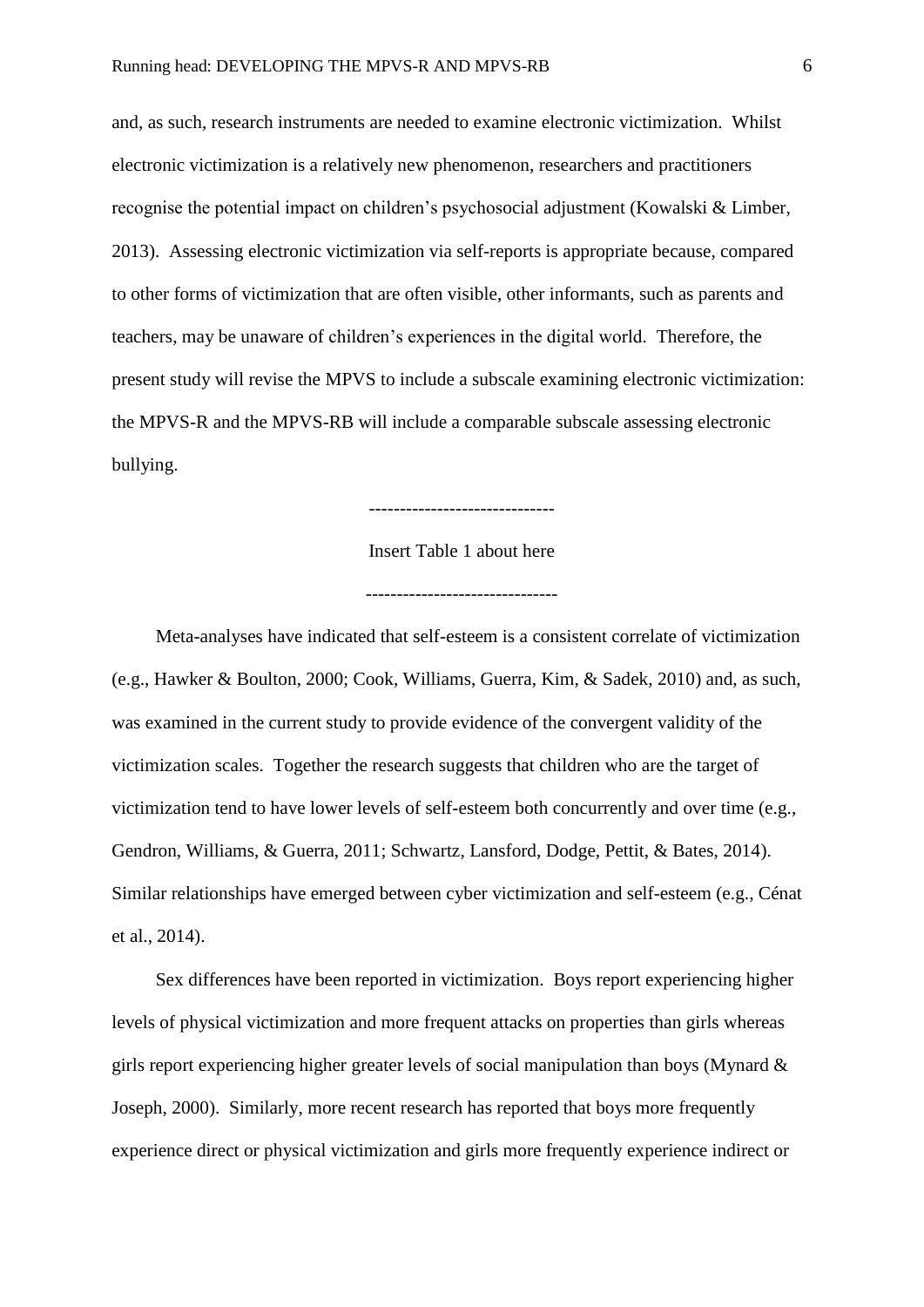and, as such, research instruments are needed to examine electronic victimization. Whilst electronic victimization is a relatively new phenomenon, researchers and practitioners recognise the potential impact on children's psychosocial adjustment (Kowalski & Limber, 2013). Assessing electronic victimization via self-reports is appropriate because, compared to other forms of victimization that are often visible, other informants, such as parents and teachers, may be unaware of children's experiences in the digital world. Therefore, the present study will revise the MPVS to include a subscale examining electronic victimization: the MPVS-R and the MPVS-RB will include a comparable subscale assessing electronic bullying.

-----------------------------

Insert Table 1 about here

------------------------------

Meta-analyses have indicated that self-esteem is a consistent correlate of victimization (e.g., Hawker & Boulton, 2000; Cook, Williams, Guerra, Kim, & Sadek, 2010) and, as such, was examined in the current study to provide evidence of the convergent validity of the victimization scales. Together the research suggests that children who are the target of victimization tend to have lower levels of self-esteem both concurrently and over time (e.g., Gendron, Williams, & Guerra, 2011; Schwartz, Lansford, Dodge, Pettit, & Bates, 2014). Similar relationships have emerged between cyber victimization and self-esteem (e.g., Cénat et al., 2014).

Sex differences have been reported in victimization. Boys report experiencing higher levels of physical victimization and more frequent attacks on properties than girls whereas girls report experiencing higher greater levels of social manipulation than boys (Mynard & Joseph, 2000). Similarly, more recent research has reported that boys more frequently experience direct or physical victimization and girls more frequently experience indirect or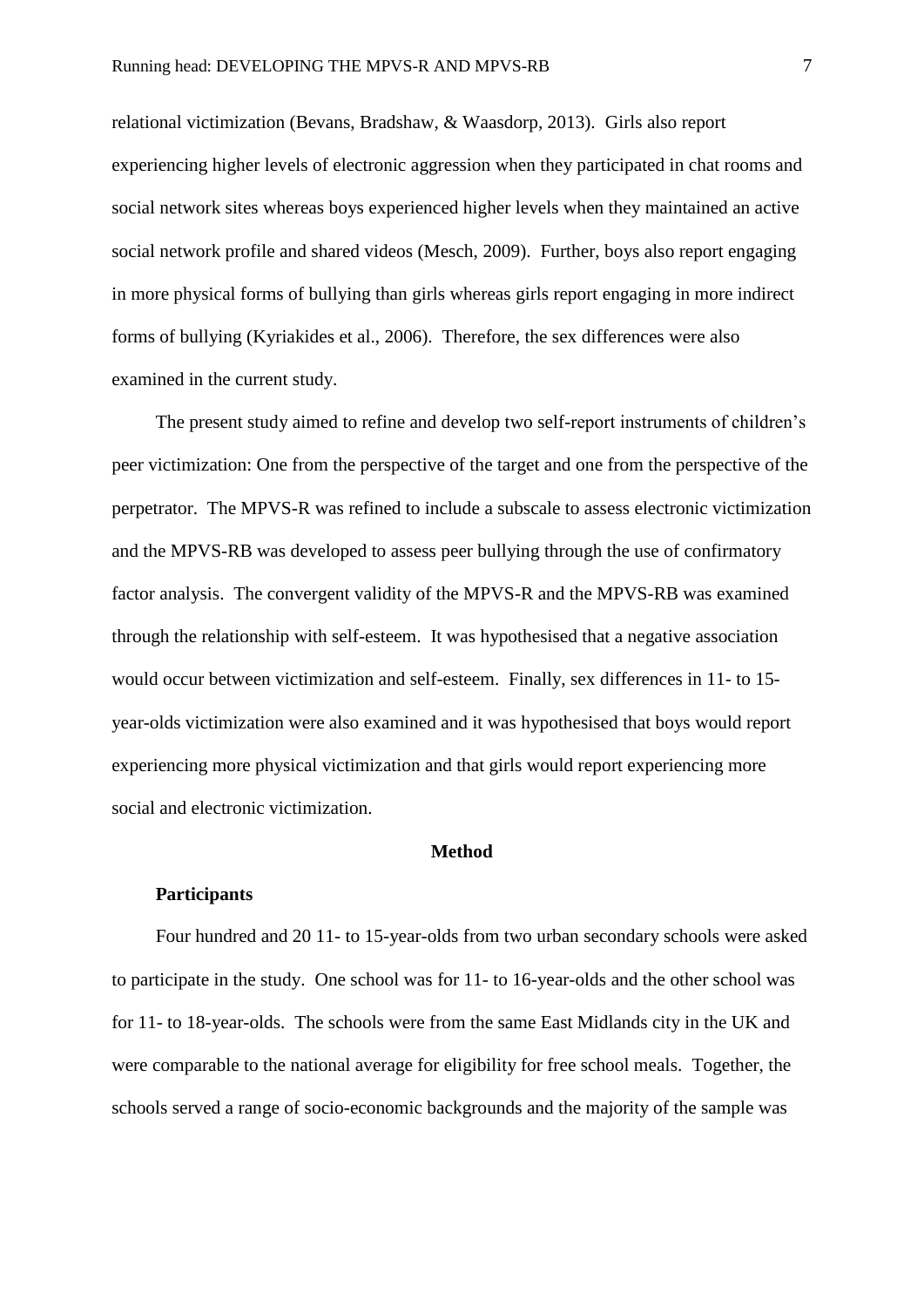relational victimization (Bevans, Bradshaw, & Waasdorp, 2013). Girls also report experiencing higher levels of electronic aggression when they participated in chat rooms and social network sites whereas boys experienced higher levels when they maintained an active social network profile and shared videos (Mesch, 2009). Further, boys also report engaging in more physical forms of bullying than girls whereas girls report engaging in more indirect forms of bullying (Kyriakides et al., 2006). Therefore, the sex differences were also examined in the current study.

The present study aimed to refine and develop two self-report instruments of children's peer victimization: One from the perspective of the target and one from the perspective of the perpetrator. The MPVS-R was refined to include a subscale to assess electronic victimization and the MPVS-RB was developed to assess peer bullying through the use of confirmatory factor analysis. The convergent validity of the MPVS-R and the MPVS-RB was examined through the relationship with self-esteem. It was hypothesised that a negative association would occur between victimization and self-esteem. Finally, sex differences in 11- to 15-year-olds victimization were also examined and it was hypothesised that boys would report experiencing more physical victimization and that girls would report experiencing more social and electronic victimization.

## Method

### Participants

Four hundred and 20 11- to 15-year-olds from two urban secondary schools were asked to participate in the study. One school was for 11- to 16-year-olds and the other school was for 11- to 18-year-olds. The schools were from the same East Midlands city in the UK and were comparable to the national average for eligibility for free school meals. Together, the schools served a range of socio-economic backgrounds and the majority of the sample was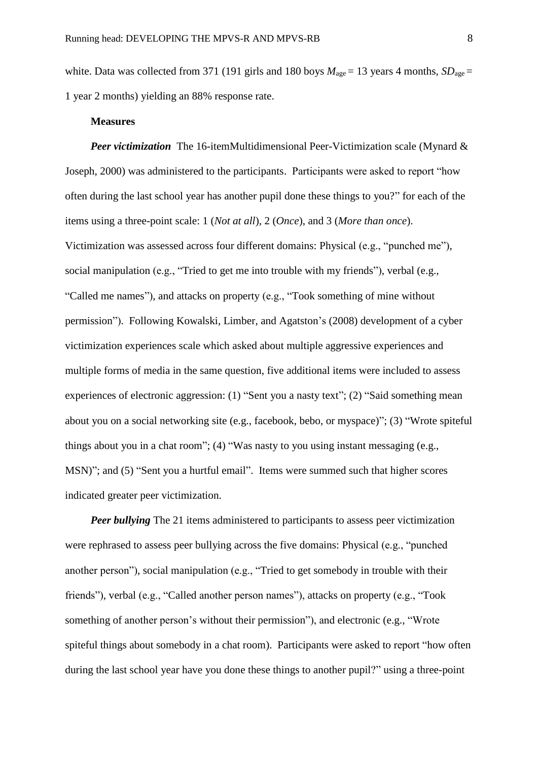white. Data was collected from 371 (191 girls and 180 boys $M_{\text{age}}$ = 13 years 4 months, $SD_{\text{age}}$ = 1 year 2 months) yielding an 88% response rate.

**Measures**

***Peer victimization*** The 16-itemMultidimensional Peer-Victimization scale (Mynard & Joseph, 2000) was administered to the participants. Participants were asked to report "how often during the last school year has another pupil done these things to you?" for each of the items using a three-point scale: 1 (*Not at all*), 2 (*Once*), and 3 (*More than once*). Victimization was assessed across four different domains: Physical (e.g., "punched me"), social manipulation (e.g., "Tried to get me into trouble with my friends"), verbal (e.g., "Called me names"), and attacks on property (e.g., "Took something of mine without permission"). Following Kowalski, Limber, and Agatston's (2008) development of a cyber victimization experiences scale which asked about multiple aggressive experiences and multiple forms of media in the same question, five additional items were included to assess experiences of electronic aggression: (1) "Sent you a nasty text"; (2) "Said something mean about you on a social networking site (e.g., facebook, bebo, or myspace)"; (3) "Wrote spiteful things about you in a chat room"; (4) "Was nasty to you using instant messaging (e.g., MSN)"; and (5) "Sent you a hurtful email". Items were summed such that higher scores indicated greater peer victimization.

***Peer bullying*** The 21 items administered to participants to assess peer victimization were rephrased to assess peer bullying across the five domains: Physical (e.g., "punched another person"), social manipulation (e.g., "Tried to get somebody in trouble with their friends"), verbal (e.g., "Called another person names"), attacks on property (e.g., "Took something of another person's without their permission"), and electronic (e.g., "Wrote spiteful things about somebody in a chat room). Participants were asked to report "how often during the last school year have you done these things to another pupil?" using a three-point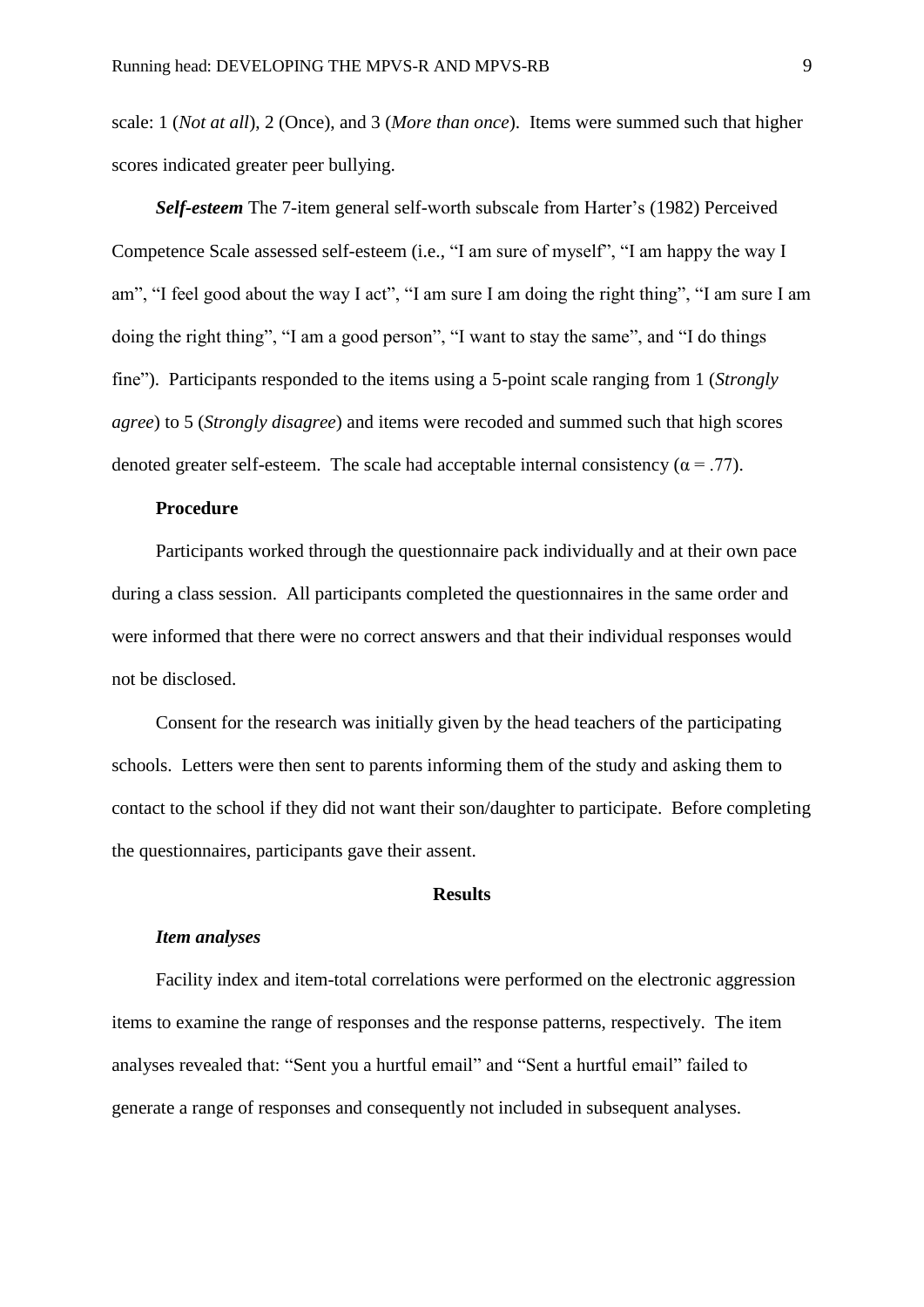scale: 1 (*Not at all*), 2 (Once), and 3 (*More than once*). Items were summed such that higher scores indicated greater peer bullying.

***Self-esteem*** The 7-item general self-worth subscale from Harter's (1982) Perceived Competence Scale assessed self-esteem (i.e., "I am sure of myself", "I am happy the way I am", "I feel good about the way I act", "I am sure I am doing the right thing", "I am sure I am doing the right thing", "I am a good person", "I want to stay the same", and "I do things fine"). Participants responded to the items using a 5-point scale ranging from 1 (*Strongly agree*) to 5 (*Strongly disagree*) and items were recoded and summed such that high scores denoted greater self-esteem. The scale had acceptable internal consistency ($\alpha = .77$).

**Procedure**

Participants worked through the questionnaire pack individually and at their own pace during a class session. All participants completed the questionnaires in the same order and were informed that there were no correct answers and that their individual responses would not be disclosed.

Consent for the research was initially given by the head teachers of the participating schools. Letters were then sent to parents informing them of the study and asking them to contact to the school if they did not want their son/daughter to participate. Before completing the questionnaires, participants gave their assent.

## Results

***Item analyses***

Facility index and item-total correlations were performed on the electronic aggression items to examine the range of responses and the response patterns, respectively. The item analyses revealed that: "Sent you a hurtful email" and "Sent a hurtful email" failed to generate a range of responses and consequently not included in subsequent analyses.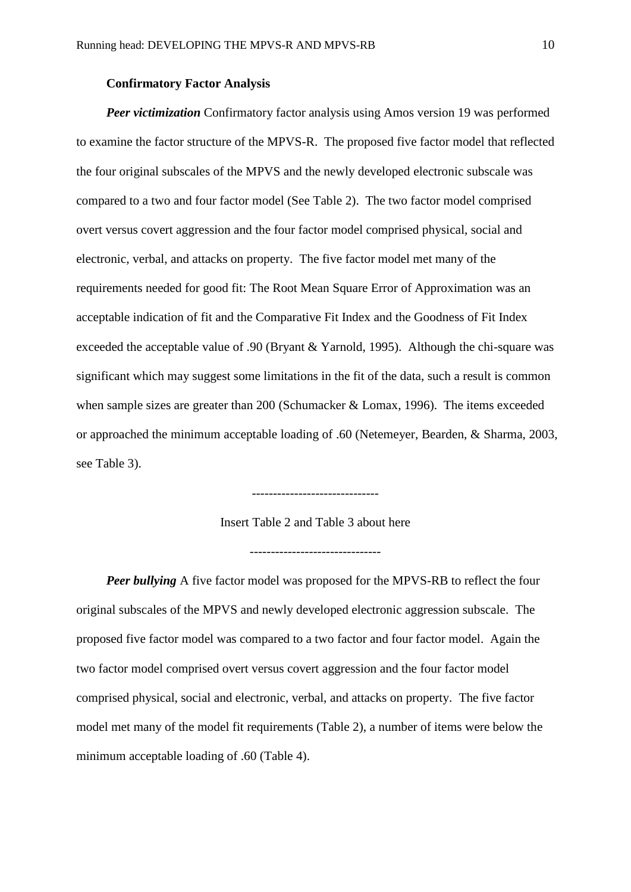**Confirmatory Factor Analysis**

***Peer victimization*** Confirmatory factor analysis using Amos version 19 was performed to examine the factor structure of the MPVS-R. The proposed five factor model that reflected the four original subscales of the MPVS and the newly developed electronic subscale was compared to a two and four factor model (See Table 2). The two factor model comprised overt versus covert aggression and the four factor model comprised physical, social and electronic, verbal, and attacks on property. The five factor model met many of the requirements needed for good fit: The Root Mean Square Error of Approximation was an acceptable indication of fit and the Comparative Fit Index and the Goodness of Fit Index exceeded the acceptable value of .90 (Bryant & Yarnold, 1995). Although the chi-square was significant which may suggest some limitations in the fit of the data, such a result is common when sample sizes are greater than 200 (Schumacker & Lomax, 1996). The items exceeded or approached the minimum acceptable loading of .60 (Netemeyer, Bearden, & Sharma, 2003, see Table 3).

-----------------------------

Insert Table 2 and Table 3 about here

------------------------------

***Peer bullying*** A five factor model was proposed for the MPVS-RB to reflect the four original subscales of the MPVS and newly developed electronic aggression subscale. The proposed five factor model was compared to a two factor and four factor model. Again the two factor model comprised overt versus covert aggression and the four factor model comprised physical, social and electronic, verbal, and attacks on property. The five factor model met many of the model fit requirements (Table 2), a number of items were below the minimum acceptable loading of .60 (Table 4).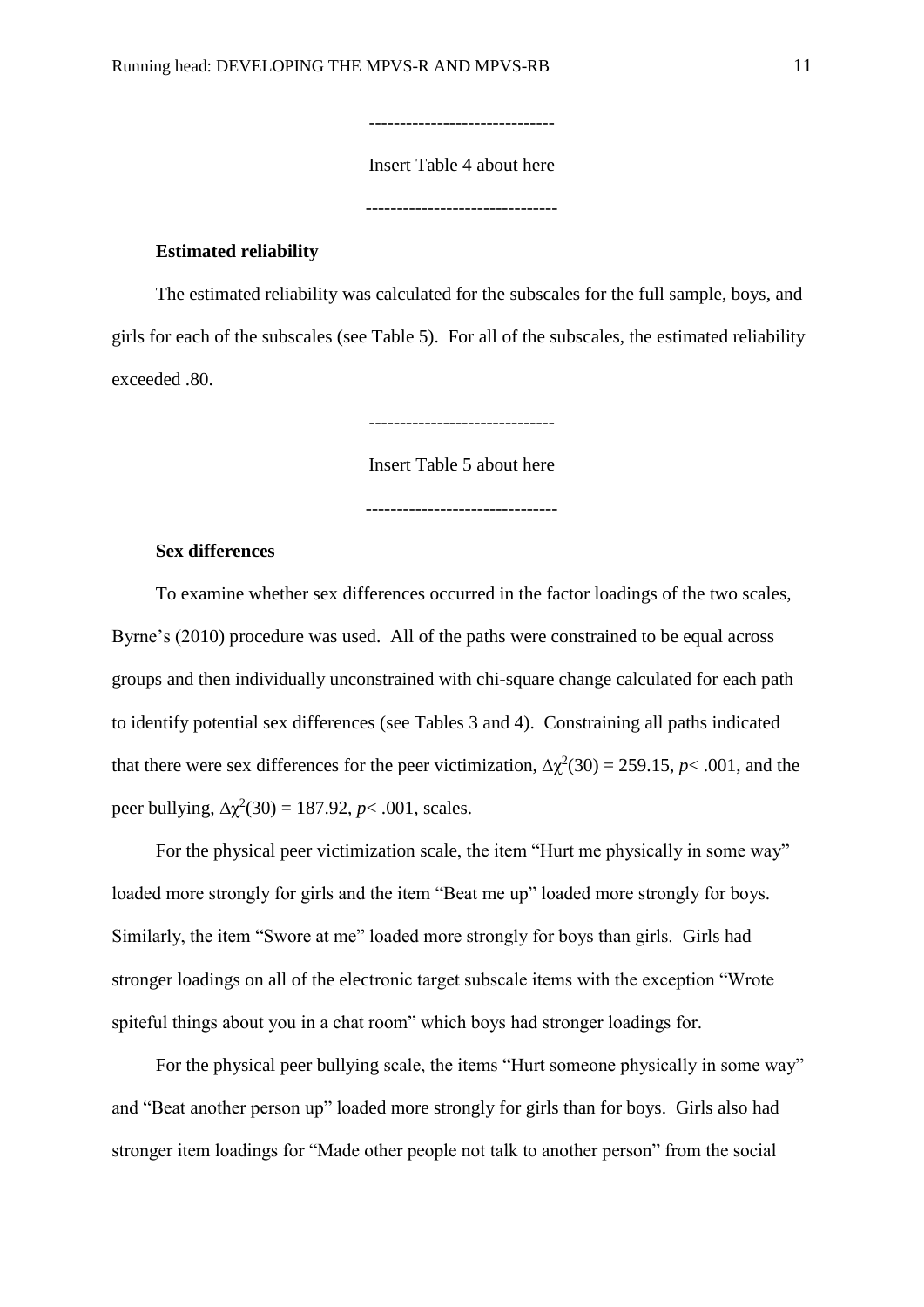------------------------------

Insert Table 4 about here

-------------------------------

**Estimated reliability**

The estimated reliability was calculated for the subscales for the full sample, boys, and girls for each of the subscales (see Table 5). For all of the subscales, the estimated reliability exceeded .80.

------------------------------

Insert Table 5 about here

-------------------------------

**Sex differences**

To examine whether sex differences occurred in the factor loadings of the two scales, Byrne's (2010) procedure was used. All of the paths were constrained to be equal across groups and then individually unconstrained with chi-square change calculated for each path to identify potential sex differences (see Tables 3 and 4). Constraining all paths indicated that there were sex differences for the peer victimization, $\Delta\chi^2(30) = 259.15$, $p < .001$, and the peer bullying, $\Delta\chi^2(30) = 187.92$, $p < .001$, scales.

For the physical peer victimization scale, the item "Hurt me physically in some way" loaded more strongly for girls and the item "Beat me up" loaded more strongly for boys. Similarly, the item "Swore at me" loaded more strongly for boys than girls. Girls had stronger loadings on all of the electronic target subscale items with the exception "Wrote spiteful things about you in a chat room" which boys had stronger loadings for.

For the physical peer bullying scale, the items "Hurt someone physically in some way" and "Beat another person up" loaded more strongly for girls than for boys. Girls also had stronger item loadings for "Made other people not talk to another person" from the social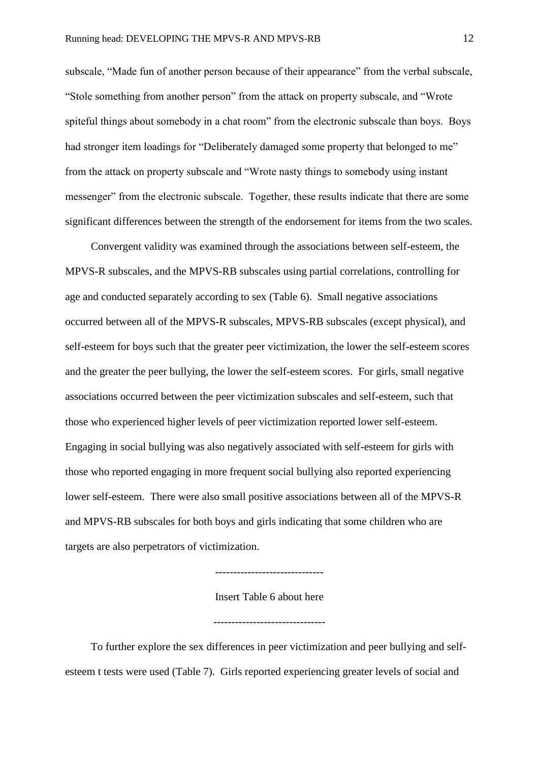subscale, “Made fun of another person because of their appearance” from the verbal subscale, “Stole something from another person” from the attack on property subscale, and “Wrote spiteful things about somebody in a chat room” from the electronic subscale than boys. Boys had stronger item loadings for “Deliberately damaged some property that belonged to me” from the attack on property subscale and “Wrote nasty things to somebody using instant messenger” from the electronic subscale. Together, these results indicate that there are some significant differences between the strength of the endorsement for items from the two scales.

Convergent validity was examined through the associations between self-esteem, the MPVS-R subscales, and the MPVS-RB subscales using partial correlations, controlling for age and conducted separately according to sex (Table 6). Small negative associations occurred between all of the MPVS-R subscales, MPVS-RB subscales (except physical), and self-esteem for boys such that the greater peer victimization, the lower the self-esteem scores and the greater the peer bullying, the lower the self-esteem scores. For girls, small negative associations occurred between the peer victimization subscales and self-esteem, such that those who experienced higher levels of peer victimization reported lower self-esteem. Engaging in social bullying was also negatively associated with self-esteem for girls with those who reported engaging in more frequent social bullying also reported experiencing lower self-esteem. There were also small positive associations between all of the MPVS-R and MPVS-RB subscales for both boys and girls indicating that some children who are targets are also perpetrators of victimization.

------------------------------

Insert Table 6 about here

------------------------------

To further explore the sex differences in peer victimization and peer bullying and self-esteem t tests were used (Table 7). Girls reported experiencing greater levels of social and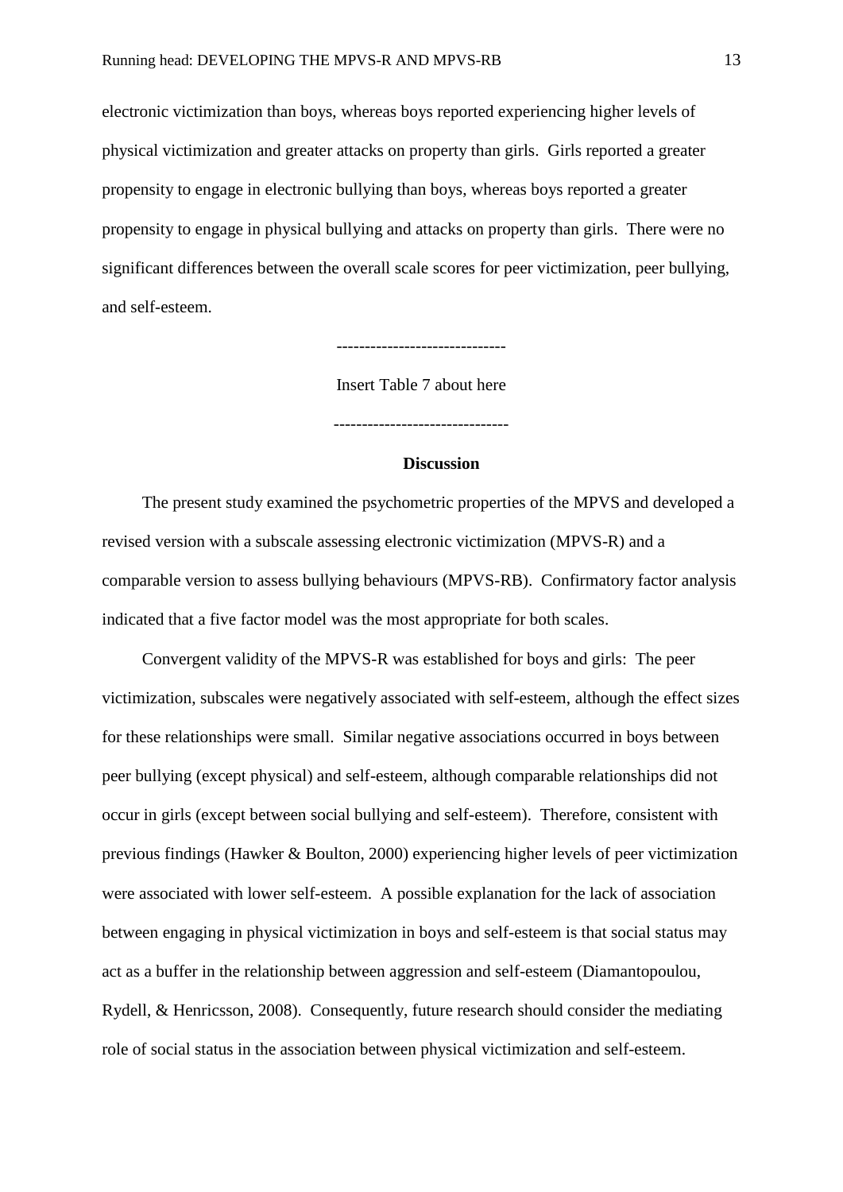electronic victimization than boys, whereas boys reported experiencing higher levels of physical victimization and greater attacks on property than girls. Girls reported a greater propensity to engage in electronic bullying than boys, whereas boys reported a greater propensity to engage in physical bullying and attacks on property than girls. There were no significant differences between the overall scale scores for peer victimization, peer bullying, and self-esteem.

------------------------------

Insert Table 7 about here

------------------------------

## Discussion

The present study examined the psychometric properties of the MPVS and developed a revised version with a subscale assessing electronic victimization (MPVS-R) and a comparable version to assess bullying behaviours (MPVS-RB). Confirmatory factor analysis indicated that a five factor model was the most appropriate for both scales.

Convergent validity of the MPVS-R was established for boys and girls: The peer victimization, subscales were negatively associated with self-esteem, although the effect sizes for these relationships were small. Similar negative associations occurred in boys between peer bullying (except physical) and self-esteem, although comparable relationships did not occur in girls (except between social bullying and self-esteem). Therefore, consistent with previous findings (Hawker & Boulton, 2000) experiencing higher levels of peer victimization were associated with lower self-esteem. A possible explanation for the lack of association between engaging in physical victimization in boys and self-esteem is that social status may act as a buffer in the relationship between aggression and self-esteem (Diamantopoulou, Rydell, & Henricsson, 2008). Consequently, future research should consider the mediating role of social status in the association between physical victimization and self-esteem.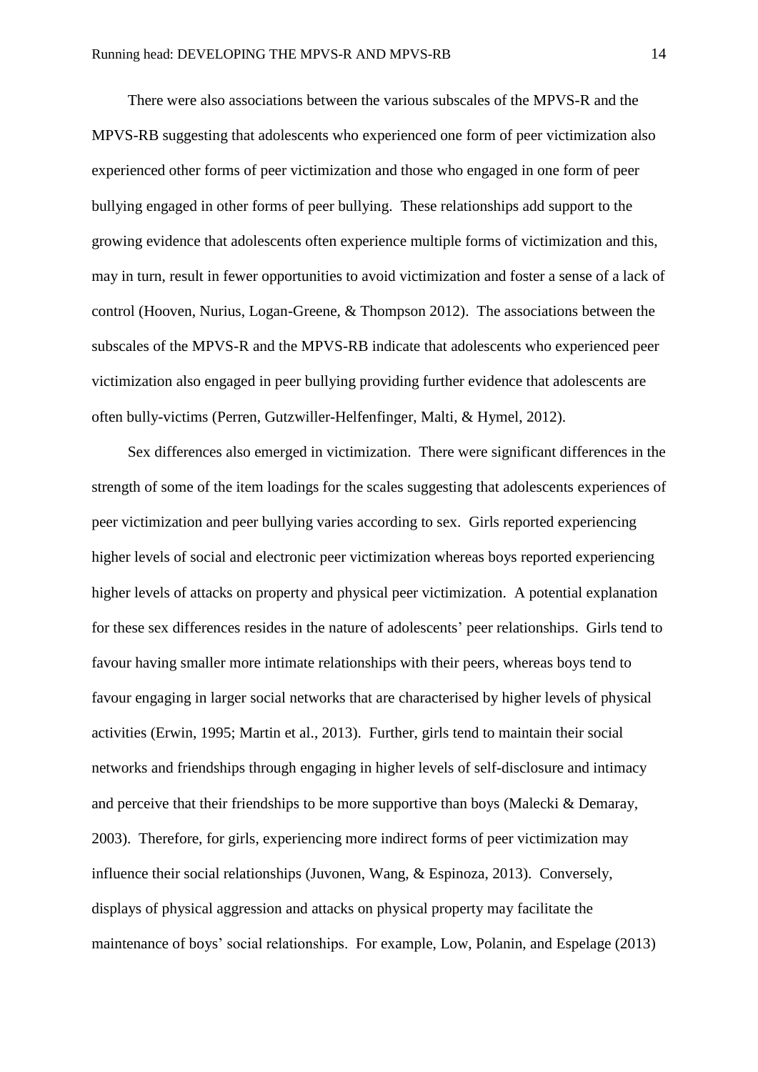There were also associations between the various subscales of the MPVS-R and the MPVS-RB suggesting that adolescents who experienced one form of peer victimization also experienced other forms of peer victimization and those who engaged in one form of peer bullying engaged in other forms of peer bullying. These relationships add support to the growing evidence that adolescents often experience multiple forms of victimization and this, may in turn, result in fewer opportunities to avoid victimization and foster a sense of a lack of control (Hooven, Nurius, Logan-Greene, & Thompson 2012). The associations between the subscales of the MPVS-R and the MPVS-RB indicate that adolescents who experienced peer victimization also engaged in peer bullying providing further evidence that adolescents are often bully-victims (Perren, Gutzwiller-Helfenfinger, Malti, & Hymel, 2012).

Sex differences also emerged in victimization. There were significant differences in the strength of some of the item loadings for the scales suggesting that adolescents experiences of peer victimization and peer bullying varies according to sex. Girls reported experiencing higher levels of social and electronic peer victimization whereas boys reported experiencing higher levels of attacks on property and physical peer victimization. A potential explanation for these sex differences resides in the nature of adolescents' peer relationships. Girls tend to favour having smaller more intimate relationships with their peers, whereas boys tend to favour engaging in larger social networks that are characterised by higher levels of physical activities (Erwin, 1995; Martin et al., 2013). Further, girls tend to maintain their social networks and friendships through engaging in higher levels of self-disclosure and intimacy and perceive that their friendships to be more supportive than boys (Malecki & Demaray, 2003). Therefore, for girls, experiencing more indirect forms of peer victimization may influence their social relationships (Juvonen, Wang, & Espinoza, 2013). Conversely, displays of physical aggression and attacks on physical property may facilitate the maintenance of boys' social relationships. For example, Low, Polanin, and Espelage (2013)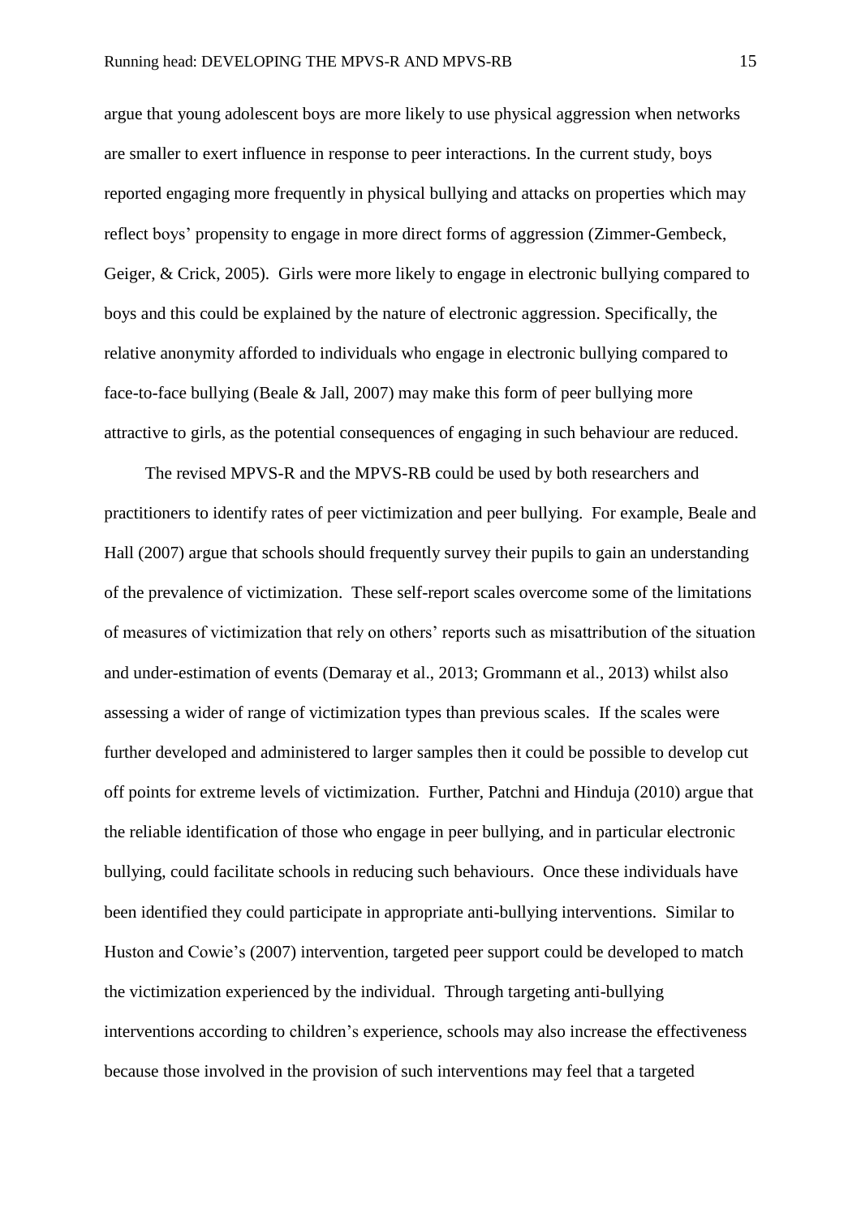argue that young adolescent boys are more likely to use physical aggression when networks are smaller to exert influence in response to peer interactions. In the current study, boys reported engaging more frequently in physical bullying and attacks on properties which may reflect boys' propensity to engage in more direct forms of aggression (Zimmer-Gembeck, Geiger, & Crick, 2005). Girls were more likely to engage in electronic bullying compared to boys and this could be explained by the nature of electronic aggression. Specifically, the relative anonymity afforded to individuals who engage in electronic bullying compared to face-to-face bullying (Beale & Jall, 2007) may make this form of peer bullying more attractive to girls, as the potential consequences of engaging in such behaviour are reduced.

The revised MPVS-R and the MPVS-RB could be used by both researchers and practitioners to identify rates of peer victimization and peer bullying. For example, Beale and Hall (2007) argue that schools should frequently survey their pupils to gain an understanding of the prevalence of victimization. These self-report scales overcome some of the limitations of measures of victimization that rely on others' reports such as misattribution of the situation and under-estimation of events (Demaray et al., 2013; Grommann et al., 2013) whilst also assessing a wider of range of victimization types than previous scales. If the scales were further developed and administered to larger samples then it could be possible to develop cut off points for extreme levels of victimization. Further, Patchni and Hinduja (2010) argue that the reliable identification of those who engage in peer bullying, and in particular electronic bullying, could facilitate schools in reducing such behaviours. Once these individuals have been identified they could participate in appropriate anti-bullying interventions. Similar to Huston and Cowie's (2007) intervention, targeted peer support could be developed to match the victimization experienced by the individual. Through targeting anti-bullying interventions according to children's experience, schools may also increase the effectiveness because those involved in the provision of such interventions may feel that a targeted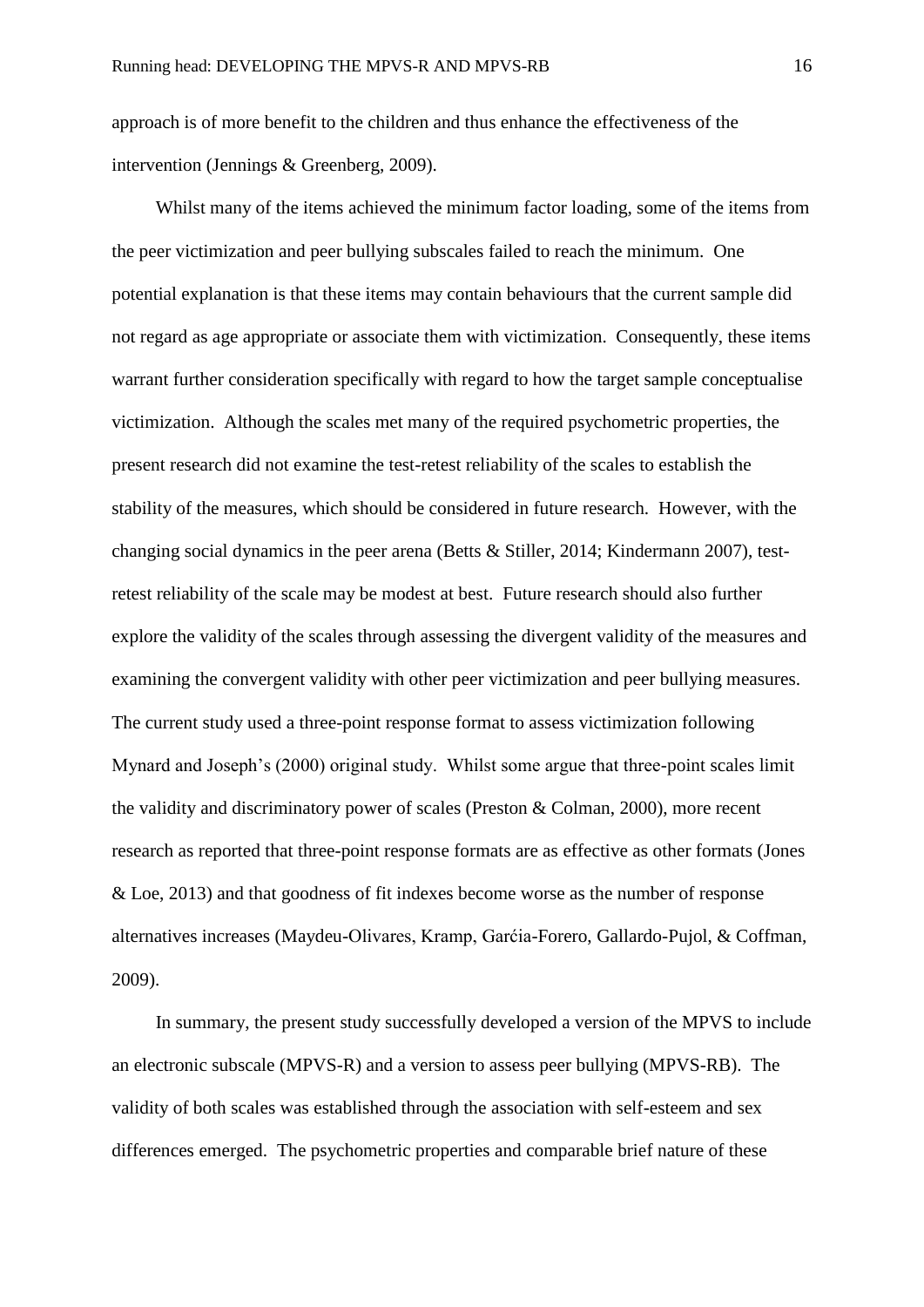approach is of more benefit to the children and thus enhance the effectiveness of the intervention (Jennings & Greenberg, 2009).

Whilst many of the items achieved the minimum factor loading, some of the items from the peer victimization and peer bullying subscales failed to reach the minimum. One potential explanation is that these items may contain behaviours that the current sample did not regard as age appropriate or associate them with victimization. Consequently, these items warrant further consideration specifically with regard to how the target sample conceptualise victimization. Although the scales met many of the required psychometric properties, the present research did not examine the test-retest reliability of the scales to establish the stability of the measures, which should be considered in future research. However, with the changing social dynamics in the peer arena (Betts & Stiller, 2014; Kindermann 2007), test-retest reliability of the scale may be modest at best. Future research should also further explore the validity of the scales through assessing the divergent validity of the measures and examining the convergent validity with other peer victimization and peer bullying measures. The current study used a three-point response format to assess victimization following Mynard and Joseph's (2000) original study. Whilst some argue that three-point scales limit the validity and discriminatory power of scales (Preston & Colman, 2000), more recent research as reported that three-point response formats are as effective as other formats (Jones & Loe, 2013) and that goodness of fit indexes become worse as the number of response alternatives increases (Maydeu-Olivares, Kramp, Garćia-Forero, Gallardo-Pujol, & Coffman, 2009).

In summary, the present study successfully developed a version of the MPVS to include an electronic subscale (MPVS-R) and a version to assess peer bullying (MPVS-RB). The validity of both scales was established through the association with self-esteem and sex differences emerged. The psychometric properties and comparable brief nature of these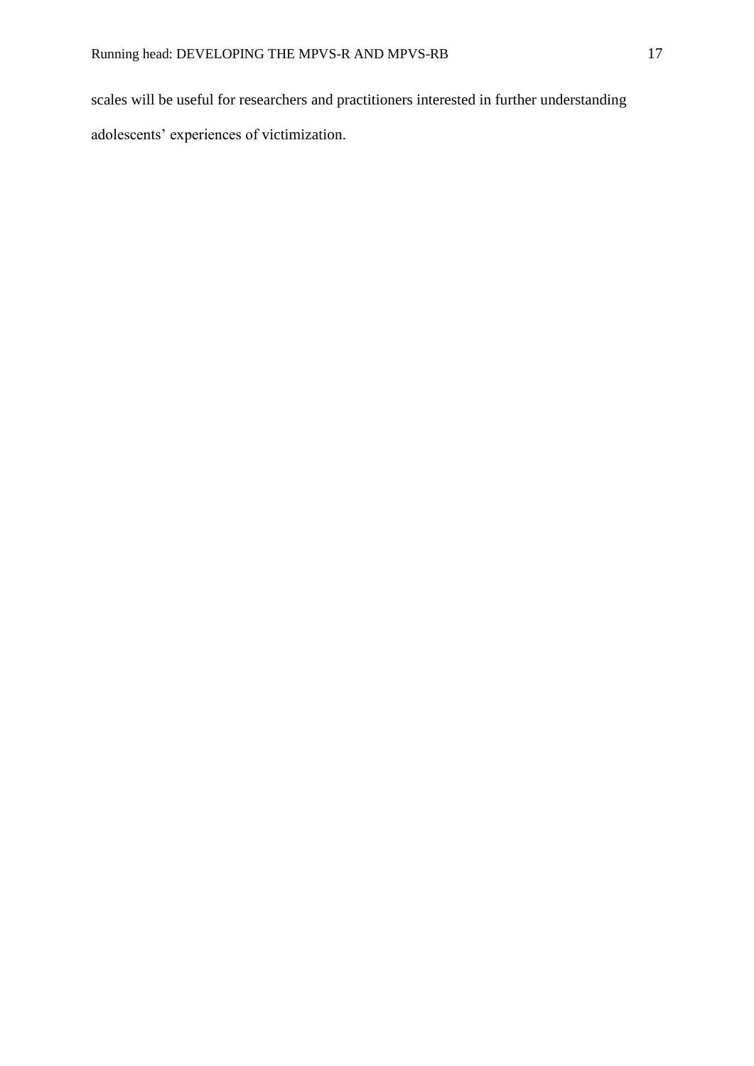scales will be useful for researchers and practitioners interested in further understanding adolescents’ experiences of victimization.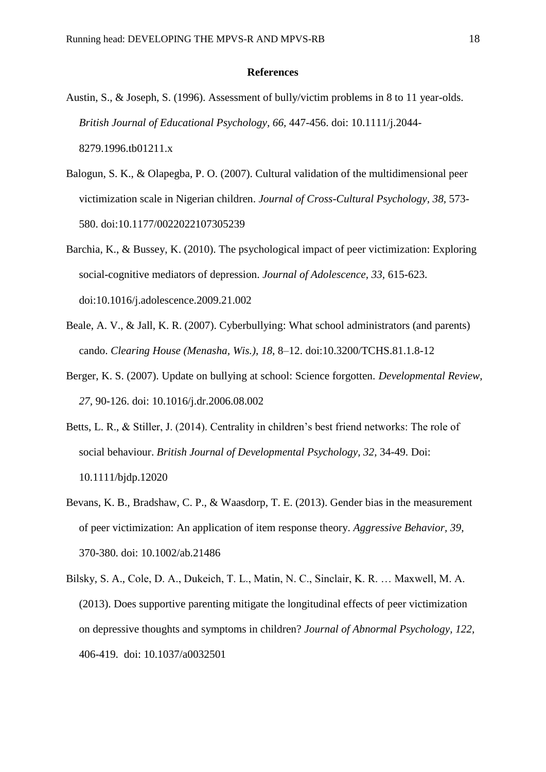# References

Austin, S., & Joseph, S. (1996). Assessment of bully/victim problems in 8 to 11 year-olds. *British Journal of Educational Psychology, 66,* 447-456. doi: 10.1111/j.2044-8279.1996.tb01211.x

Balogun, S. K., & Olapegba, P. O. (2007). Cultural validation of the multidimensional peer victimization scale in Nigerian children. *Journal of Cross-Cultural Psychology, 38*, 573-580. doi:10.1177/0022022107305239

Barchia, K., & Bussey, K. (2010). The psychological impact of peer victimization: Exploring social-cognitive mediators of depression. *Journal of Adolescence, 33*, 615-623. doi:10.1016/j.adolescence.2009.21.002

Beale, A. V., & Jall, K. R. (2007). Cyberbullying: What school administrators (and parents) cando. *Clearing House (Menasha, Wis.)*, *18*, 8–12. doi:10.3200/TCHS.81.1.8-12

Berger, K. S. (2007). Update on bullying at school: Science forgotten. *Developmental Review, 27,* 90-126. doi: 10.1016/j.dr.2006.08.002

Betts, L. R., & Stiller, J. (2014). Centrality in children's best friend networks: The role of social behaviour. *British Journal of Developmental Psychology, 32,* 34-49. Doi: 10.1111/bjdp.12020

Bevans, K. B., Bradshaw, C. P., & Waasdorp, T. E. (2013). Gender bias in the measurement of peer victimization: An application of item response theory. *Aggressive Behavior, 39,* 370-380. doi: 10.1002/ab.21486

Bilsky, S. A., Cole, D. A., Dukeich, T. L., Matin, N. C., Sinclair, K. R. … Maxwell, M. A. (2013). Does supportive parenting mitigate the longitudinal effects of peer victimization on depressive thoughts and symptoms in children? *Journal of Abnormal Psychology, 122,* 406-419. doi: 10.1037/a0032501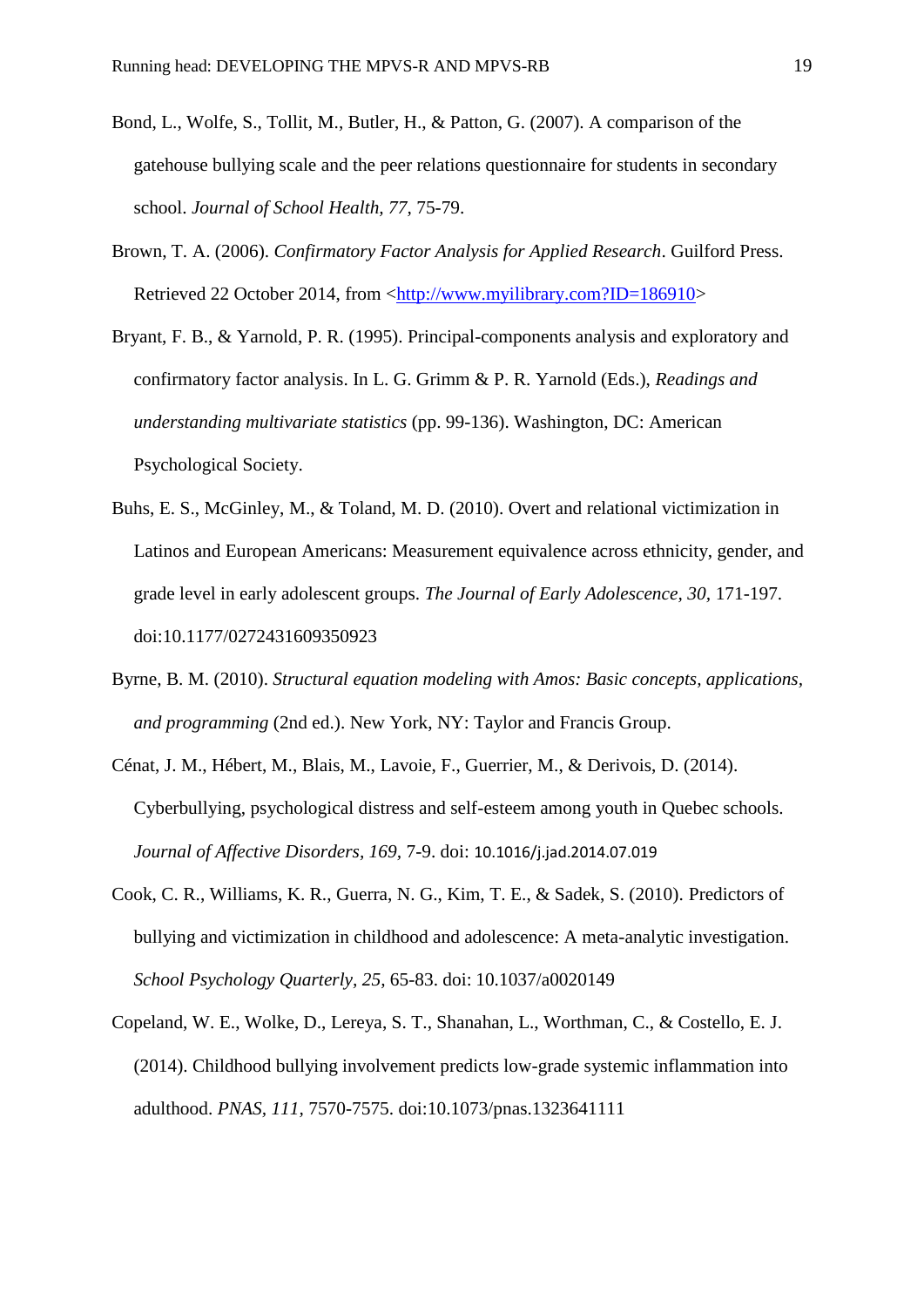Bond, L., Wolfe, S., Tollit, M., Butler, H., & Patton, G. (2007). A comparison of the gatehouse bullying scale and the peer relations questionnaire for students in secondary school. *Journal of School Health, 77,* 75-79.

Brown, T. A. (2006). *Confirmatory Factor Analysis for Applied Research*. Guilford Press. Retrieved 22 October 2014, from <http://www.myilibrary.com?ID=186910>

Bryant, F. B., & Yarnold, P. R. (1995). Principal-components analysis and exploratory and confirmatory factor analysis. In L. G. Grimm & P. R. Yarnold (Eds.), *Readings and understanding multivariate statistics* (pp. 99-136). Washington, DC: American Psychological Society.

Buhs, E. S., McGinley, M., & Toland, M. D. (2010). Overt and relational victimization in Latinos and European Americans: Measurement equivalence across ethnicity, gender, and grade level in early adolescent groups. *The Journal of Early Adolescence*, *30*, 171-197. doi:10.1177/0272431609350923

Byrne, B. M. (2010). *Structural equation modeling with Amos: Basic concepts, applications, and programming* (2nd ed.). New York, NY: Taylor and Francis Group.

Cénat, J. M., Hébert, M., Blais, M., Lavoie, F., Guerrier, M., & Derivois, D. (2014). Cyberbullying, psychological distress and self-esteem among youth in Quebec schools. *Journal of Affective Disorders, 169,* 7-9. doi: 10.1016/j.jad.2014.07.019

Cook, C. R., Williams, K. R., Guerra, N. G., Kim, T. E., & Sadek, S. (2010). Predictors of bullying and victimization in childhood and adolescence: A meta-analytic investigation. *School Psychology Quarterly*, *25*, 65-83. doi: 10.1037/a0020149

Copeland, W. E., Wolke, D., Lereya, S. T., Shanahan, L., Worthman, C., & Costello, E. J. (2014). Childhood bullying involvement predicts low-grade systemic inflammation into adulthood. *PNAS*, *111*, 7570-7575. doi:10.1073/pnas.1323641111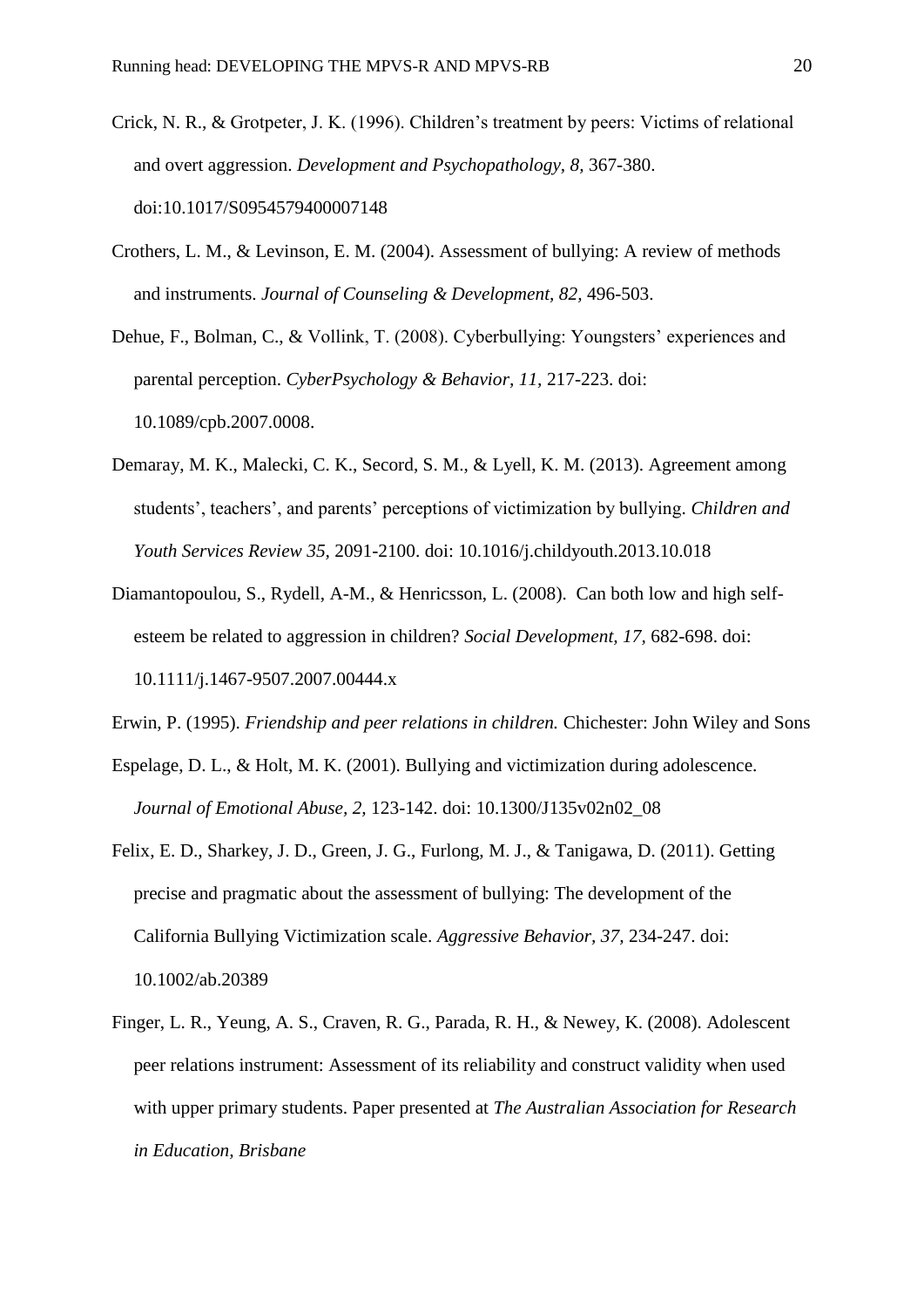Crick, N. R., & Grotpeter, J. K. (1996). Children's treatment by peers: Victims of relational and overt aggression. *Development and Psychopathology, 8,* 367-380. doi:10.1017/S0954579400007148

Crothers, L. M., & Levinson, E. M. (2004). Assessment of bullying: A review of methods and instruments. *Journal of Counseling & Development, 82,* 496-503.

Dehue, F., Bolman, C., & Vollink, T. (2008). Cyberbullying: Youngsters' experiences and parental perception. *CyberPsychology & Behavior, 11,* 217-223. doi: 10.1089/cpb.2007.0008.

Demaray, M. K., Malecki, C. K., Secord, S. M., & Lyell, K. M. (2013). Agreement among students', teachers', and parents' perceptions of victimization by bullying. *Children and Youth Services Review 35,* 2091-2100. doi: 10.1016/j.childyouth.2013.10.018

Diamantopoulou, S., Rydell, A-M., & Henricsson, L. (2008). Can both low and high self-esteem be related to aggression in children? *Social Development, 17,* 682-698. doi: 10.1111/j.1467-9507.2007.00444.x

Erwin, P. (1995). *Friendship and peer relations in children.* Chichester: John Wiley and Sons

Espelage, D. L., & Holt, M. K. (2001). Bullying and victimization during adolescence. *Journal of Emotional Abuse, 2,* 123-142. doi: 10.1300/J135v02n02_08

Felix, E. D., Sharkey, J. D., Green, J. G., Furlong, M. J., & Tanigawa, D. (2011). Getting precise and pragmatic about the assessment of bullying: The development of the California Bullying Victimization scale. *Aggressive Behavior, 37,* 234-247. doi: 10.1002/ab.20389

Finger, L. R., Yeung, A. S., Craven, R. G., Parada, R. H., & Newey, K. (2008). Adolescent peer relations instrument: Assessment of its reliability and construct validity when used with upper primary students. Paper presented at *The Australian Association for Research in Education, Brisbane*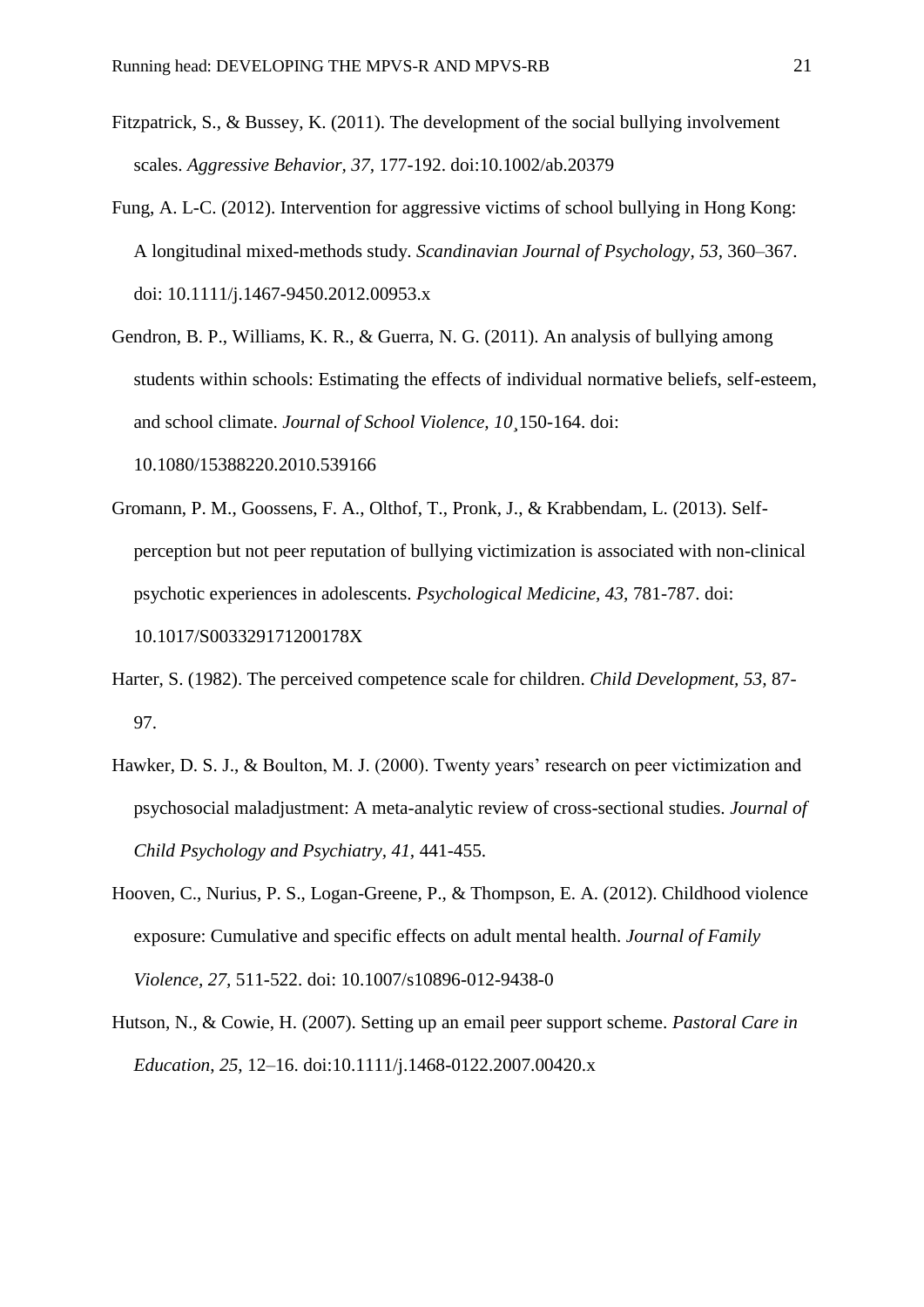Fitzpatrick, S., & Bussey, K. (2011). The development of the social bullying involvement scales. *Aggressive Behavior, 37,* 177-192. doi:10.1002/ab.20379

Fung, A. L-C. (2012). Intervention for aggressive victims of school bullying in Hong Kong: A longitudinal mixed-methods study. *Scandinavian Journal of Psychology, 53,* 360–367. doi: 10.1111/j.1467-9450.2012.00953.x

Gendron, B. P., Williams, K. R., & Guerra, N. G. (2011). An analysis of bullying among students within schools: Estimating the effects of individual normative beliefs, self-esteem, and school climate. *Journal of School Violence, 10*¸150-164. doi: 10.1080/15388220.2010.539166

Gromann, P. M., Goossens, F. A., Olthof, T., Pronk, J., & Krabbendam, L. (2013). Self-perception but not peer reputation of bullying victimization is associated with non-clinical psychotic experiences in adolescents. *Psychological Medicine, 43,* 781-787. doi: 10.1017/S003329171200178X

Harter, S. (1982). The perceived competence scale for children. *Child Development, 53,* 87-97.

Hawker, D. S. J., & Boulton, M. J. (2000). Twenty years' research on peer victimization and psychosocial maladjustment: A meta-analytic review of cross-sectional studies. *Journal of Child Psychology and Psychiatry, 41*, 441-455.

Hooven, C., Nurius, P. S., Logan-Greene, P., & Thompson, E. A. (2012). Childhood violence exposure: Cumulative and specific effects on adult mental health. *Journal of Family Violence, 27,* 511-522. doi: 10.1007/s10896-012-9438-0

Hutson, N., & Cowie, H. (2007). Setting up an email peer support scheme. *Pastoral Care in Education*, *25*, 12–16. doi:10.1111/j.1468-0122.2007.00420.x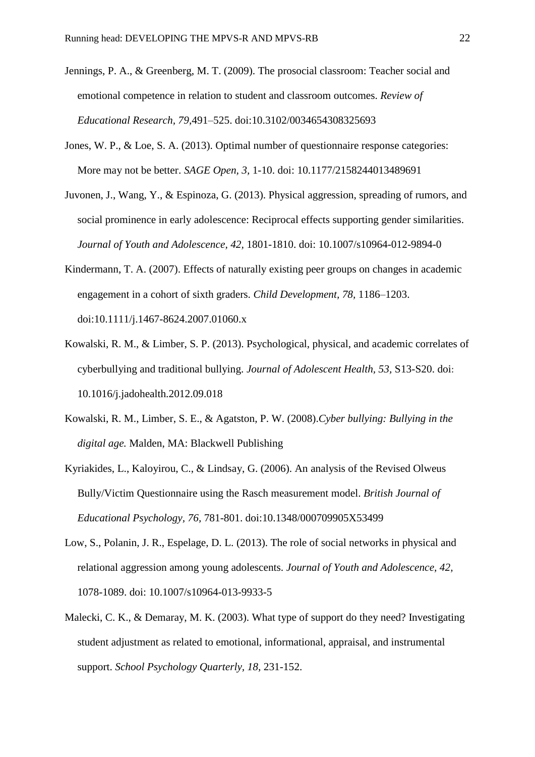Jennings, P. A., & Greenberg, M. T. (2009). The prosocial classroom: Teacher social and emotional competence in relation to student and classroom outcomes. *Review of Educational Research*, *79*,491–525. doi:10.3102/0034654308325693

Jones, W. P., & Loe, S. A. (2013). Optimal number of questionnaire response categories: More may not be better. *SAGE Open*, *3*, 1-10. doi: 10.1177/2158244013489691

Juvonen, J., Wang, Y., & Espinoza, G. (2013). Physical aggression, spreading of rumors, and social prominence in early adolescence: Reciprocal effects supporting gender similarities. *Journal of Youth and Adolescence*, *42*, 1801-1810. doi: 10.1007/s10964-012-9894-0

Kindermann, T. A. (2007). Effects of naturally existing peer groups on changes in academic engagement in a cohort of sixth graders. *Child Development*, *78*, 1186–1203. doi:10.1111/j.1467-8624.2007.01060.x

Kowalski, R. M., & Limber, S. P. (2013). Psychological, physical, and academic correlates of cyberbullying and traditional bullying. *Journal of Adolescent Health*, *53*, S13-S20. doi: 10.1016/j.jadohealth.2012.09.018

Kowalski, R. M., Limber, S. E., & Agatston, P. W. (2008).*Cyber bullying: Bullying in the digital age.* Malden, MA: Blackwell Publishing

Kyriakides, L., Kaloyirou, C., & Lindsay, G. (2006). An analysis of the Revised Olweus Bully/Victim Questionnaire using the Rasch measurement model. *British Journal of Educational Psychology*, *76*, 781-801. doi:10.1348/000709905X53499

Low, S., Polanin, J. R., Espelage, D. L. (2013). The role of social networks in physical and relational aggression among young adolescents. *Journal of Youth and Adolescence, 42*, 1078-1089. doi: 10.1007/s10964-013-9933-5

Malecki, C. K., & Demaray, M. K. (2003). What type of support do they need? Investigating student adjustment as related to emotional, informational, appraisal, and instrumental support. *School Psychology Quarterly*, *18*, 231-152.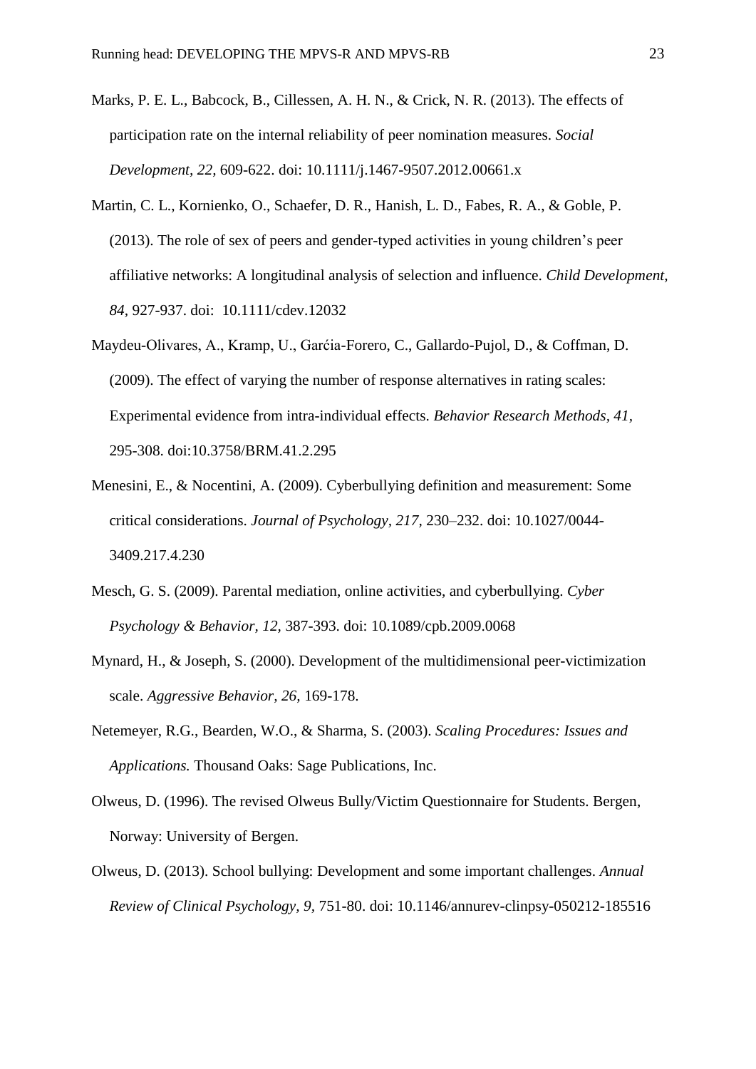Marks, P. E. L., Babcock, B., Cillessen, A. H. N., & Crick, N. R. (2013). The effects of participation rate on the internal reliability of peer nomination measures. *Social Development, 22,* 609-622. doi: 10.1111/j.1467-9507.2012.00661.x

Martin, C. L., Kornienko, O., Schaefer, D. R., Hanish, L. D., Fabes, R. A., & Goble, P. (2013). The role of sex of peers and gender-typed activities in young children's peer affiliative networks: A longitudinal analysis of selection and influence. *Child Development, 84,* 927-937. doi: 10.1111/cdev.12032

Maydeu-Olivares, A., Kramp, U., Garćia-Forero, C., Gallardo-Pujol, D., & Coffman, D. (2009). The effect of varying the number of response alternatives in rating scales: Experimental evidence from intra-individual effects. *Behavior Research Methods, 41,* 295-308. doi:10.3758/BRM.41.2.295

Menesini, E., & Nocentini, A. (2009). Cyberbullying definition and measurement: Some critical considerations. *Journal of Psychology, 217,* 230–232. doi: 10.1027/0044-3409.217.4.230

Mesch, G. S. (2009). Parental mediation, online activities, and cyberbullying. *Cyber Psychology & Behavior, 12,* 387-393. doi: 10.1089/cpb.2009.0068

Mynard, H., & Joseph, S. (2000). Development of the multidimensional peer-victimization scale. *Aggressive Behavior, 26,* 169-178.

Netemeyer, R.G., Bearden, W.O., & Sharma, S. (2003). *Scaling Procedures: Issues and Applications.* Thousand Oaks: Sage Publications, Inc.

Olweus, D. (1996). The revised Olweus Bully/Victim Questionnaire for Students. Bergen, Norway: University of Bergen.

Olweus, D. (2013). School bullying: Development and some important challenges. *Annual Review of Clinical Psychology, 9,* 751-80. doi: 10.1146/annurev-clinpsy-050212-185516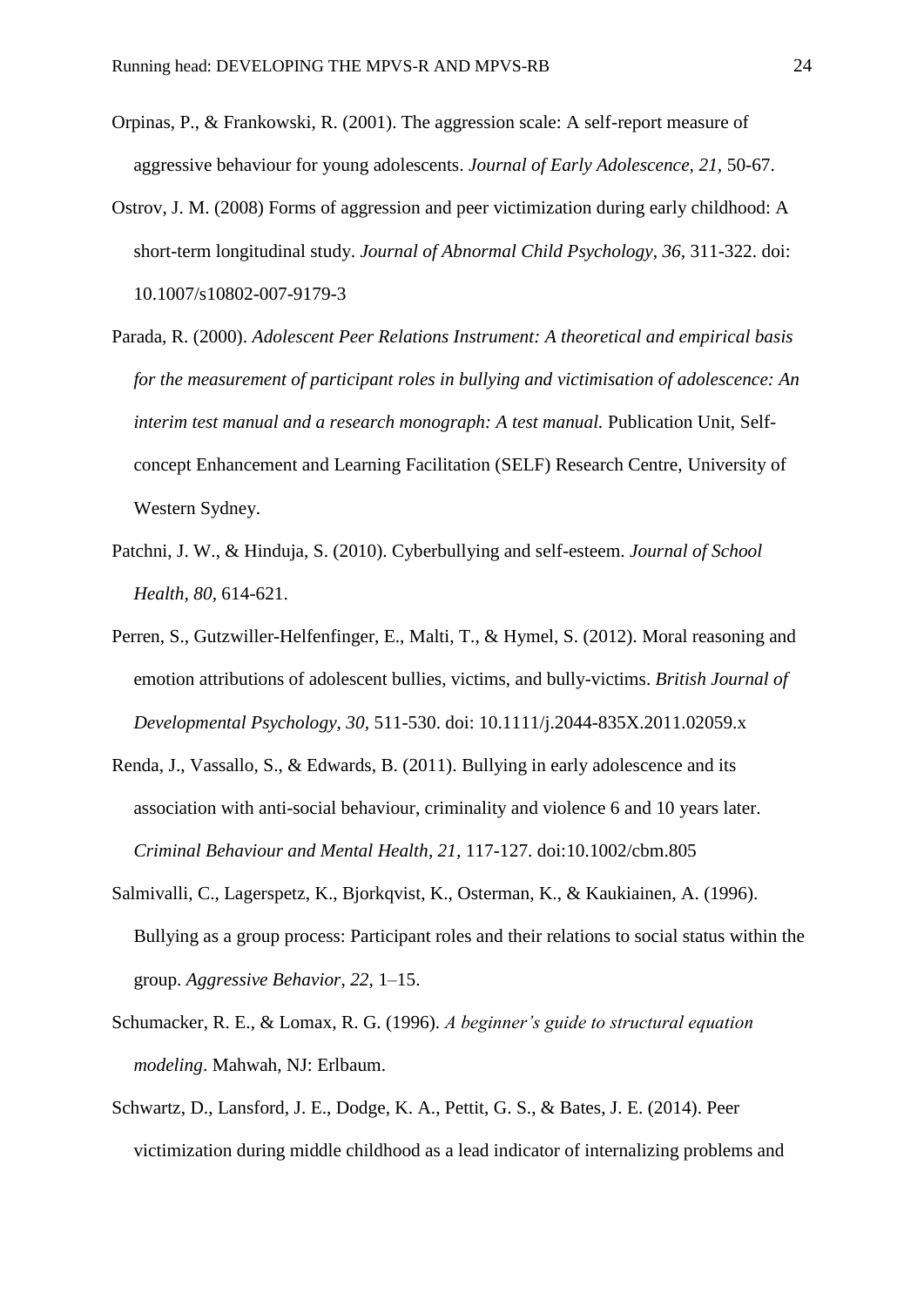Orpinas, P., & Frankowski, R. (2001). The aggression scale: A self-report measure of aggressive behaviour for young adolescents. *Journal of Early Adolescence, 21,* 50-67.

Ostrov, J. M. (2008) Forms of aggression and peer victimization during early childhood: A short-term longitudinal study. *Journal of Abnormal Child Psychology, 36,* 311-322. doi: 10.1007/s10802-007-9179-3

Parada, R. (2000). *Adolescent Peer Relations Instrument: A theoretical and empirical basis for the measurement of participant roles in bullying and victimisation of adolescence: An interim test manual and a research monograph: A test manual.* Publication Unit, Self-concept Enhancement and Learning Facilitation (SELF) Research Centre, University of Western Sydney.

Patchni, J. W., & Hinduja, S. (2010). Cyberbullying and self-esteem. *Journal of School Health, 80,* 614-621.

Perren, S., Gutzwiller-Helfenfinger, E., Malti, T., & Hymel, S. (2012). Moral reasoning and emotion attributions of adolescent bullies, victims, and bully-victims. *British Journal of Developmental Psychology, 30,* 511-530. doi: 10.1111/j.2044-835X.2011.02059.x

Renda, J., Vassallo, S., & Edwards, B. (2011). Bullying in early adolescence and its association with anti-social behaviour, criminality and violence 6 and 10 years later. *Criminal Behaviour and Mental Health, 21,* 117-127. doi:10.1002/cbm.805

Salmivalli, C., Lagerspetz, K., Bjorkqvist, K., Osterman, K., & Kaukiainen, A. (1996). Bullying as a group process: Participant roles and their relations to social status within the group. *Aggressive Behavior, 22,* 1–15.

Schumacker, R. E., & Lomax, R. G. (1996). *A beginner's guide to structural equation modeling*. Mahwah, NJ: Erlbaum.

Schwartz, D., Lansford, J. E., Dodge, K. A., Pettit, G. S., & Bates, J. E. (2014). Peer victimization during middle childhood as a lead indicator of internalizing problems and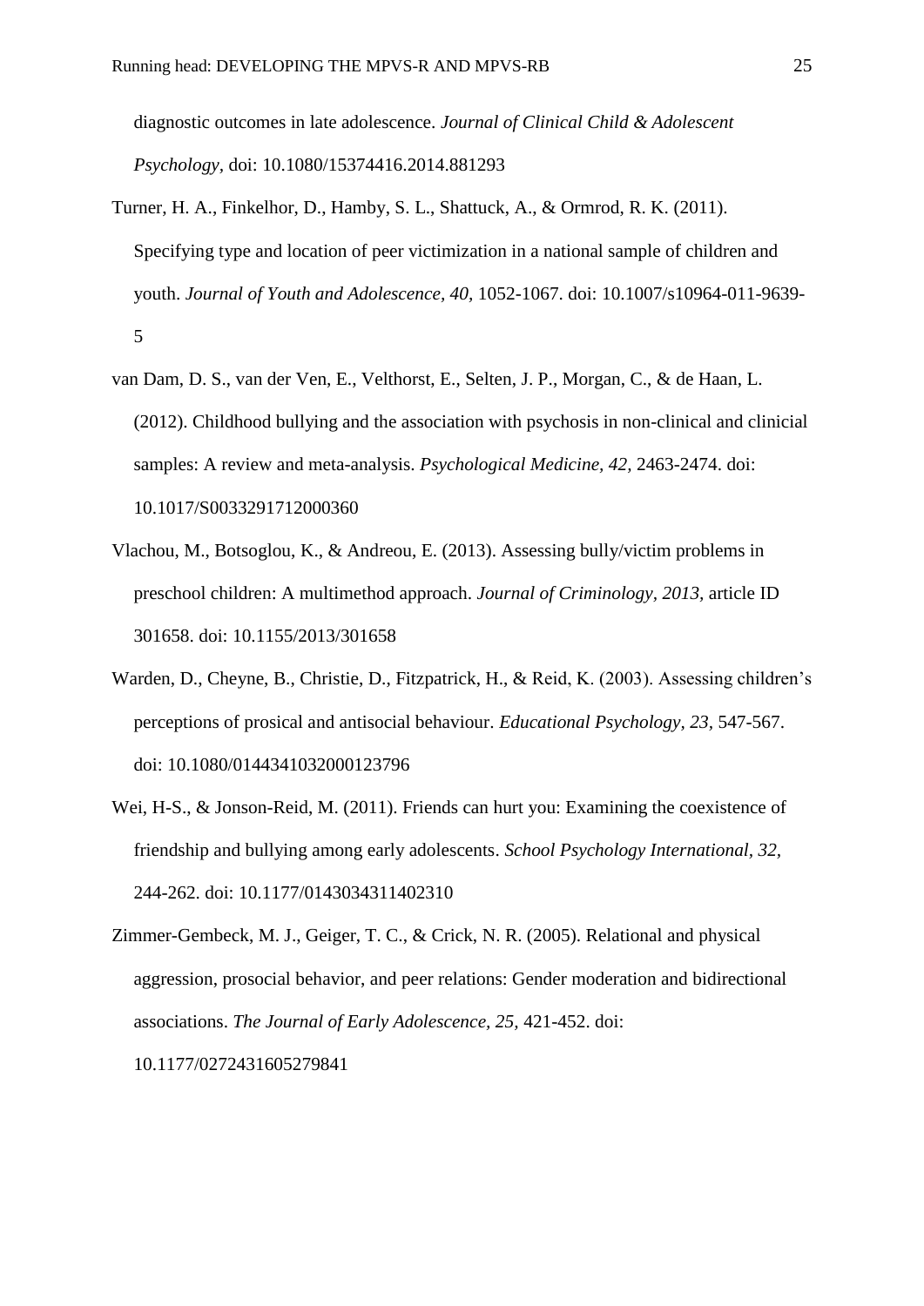diagnostic outcomes in late adolescence. *Journal of Clinical Child & Adolescent Psychology,* doi: 10.1080/15374416.2014.881293

Turner, H. A., Finkelhor, D., Hamby, S. L., Shattuck, A., & Ormrod, R. K. (2011). Specifying type and location of peer victimization in a national sample of children and youth. *Journal of Youth and Adolescence, 40,* 1052-1067. doi: 10.1007/s10964-011-9639-5

van Dam, D. S., van der Ven, E., Velthorst, E., Selten, J. P., Morgan, C., & de Haan, L. (2012). Childhood bullying and the association with psychosis in non-clinical and clinicial samples: A review and meta-analysis. *Psychological Medicine, 42,* 2463-2474. doi: 10.1017/S0033291712000360

Vlachou, M., Botsoglou, K., & Andreou, E. (2013). Assessing bully/victim problems in preschool children: A multimethod approach. *Journal of Criminology, 2013,* article ID 301658. doi: 10.1155/2013/301658

Warden, D., Cheyne, B., Christie, D., Fitzpatrick, H., & Reid, K. (2003). Assessing children's perceptions of prosical and antisocial behaviour. *Educational Psychology, 23,* 547-567. doi: 10.1080/0144341032000123796

Wei, H-S., & Jonson-Reid, M. (2011). Friends can hurt you: Examining the coexistence of friendship and bullying among early adolescents. *School Psychology International, 32,* 244-262. doi: 10.1177/0143034311402310

Zimmer-Gembeck, M. J., Geiger, T. C., & Crick, N. R. (2005). Relational and physical aggression, prosocial behavior, and peer relations: Gender moderation and bidirectional associations. *The Journal of Early Adolescence, 25,* 421-452. doi: 10.1177/0272431605279841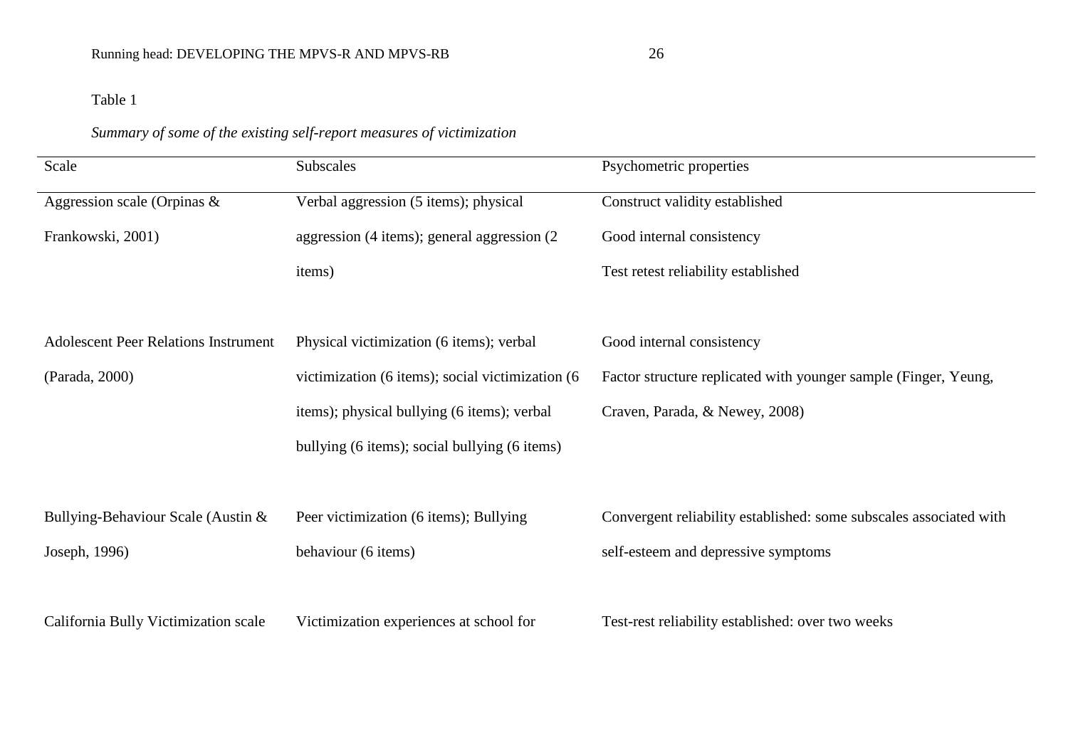Table 1

*Summary of some of the existing self-report measures of victimization*

| Scale | Subscales | Psychometric properties |
|---|---|---|
| Aggression scale (Orpinas & Frankowski, 2001) | Verbal aggression (5 items); physical aggression (4 items); general aggression (2 items) | Construct validity established<br>Good internal consistency<br>Test retest reliability established |
| Adolescent Peer Relations Instrument (Parada, 2000) | Physical victimization (6 items); verbal victimization (6 items); social victimization (6 items); physical bullying (6 items); verbal bullying (6 items); social bullying (6 items) | Good internal consistency<br>Factor structure replicated with younger sample (Finger, Yeung, Craven, Parada, & Newey, 2008) |
| Bullying-Behaviour Scale (Austin & Joseph, 1996) | Peer victimization (6 items); Bullying behaviour (6 items) | Convergent reliability established: some subscales associated with self-esteem and depressive symptoms |
| California Bully Victimization scale | Victimization experiences at school for | Test-rest reliability established: over two weeks |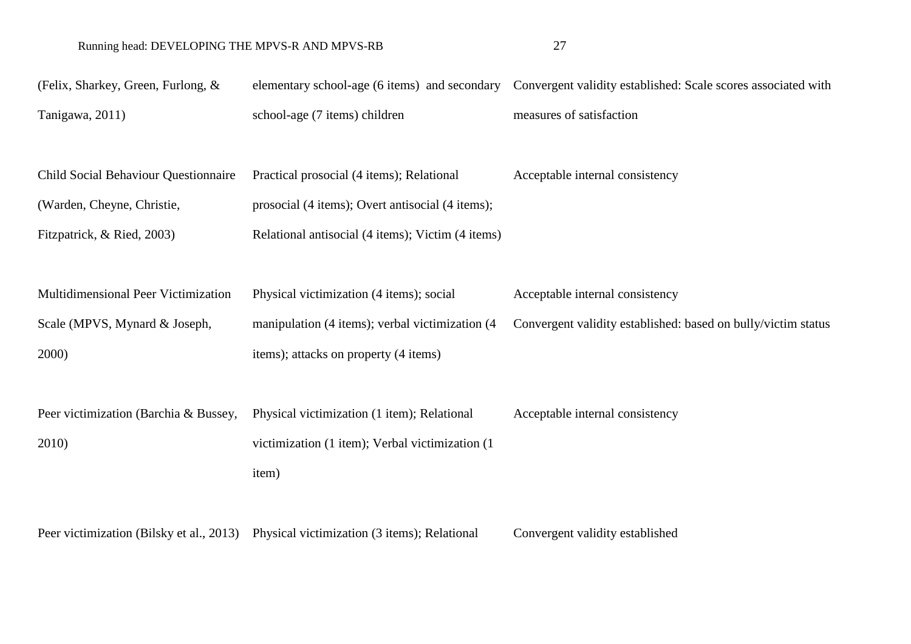| | | |
|---|---|---|
| (Felix, Sharkey, Green, Furlong, & Tanigawa, 2011) | elementary school-age (6 items) and secondary school-age (7 items) children | Convergent validity established: Scale scores associated with measures of satisfaction |
| Child Social Behaviour Questionnaire (Warden, Cheyne, Christie, Fitzpatrick, & Ried, 2003) | Practical prosocial (4 items); Relational prosocial (4 items); Overt antisocial (4 items); Relational antisocial (4 items); Victim (4 items) | Acceptable internal consistency |
| Multidimensional Peer Victimization Scale (MPVS, Mynard & Joseph, 2000) | Physical victimization (4 items); social manipulation (4 items); verbal victimization (4 items); attacks on property (4 items) | Acceptable internal consistency<br>Convergent validity established: based on bully/victim status |
| Peer victimization (Barchia & Bussey, 2010) | Physical victimization (1 item); Relational victimization (1 item); Verbal victimization (1 item) | Acceptable internal consistency |
| Peer victimization (Bilsky et al., 2013) | Physical victimization (3 items); Relational | Convergent validity established |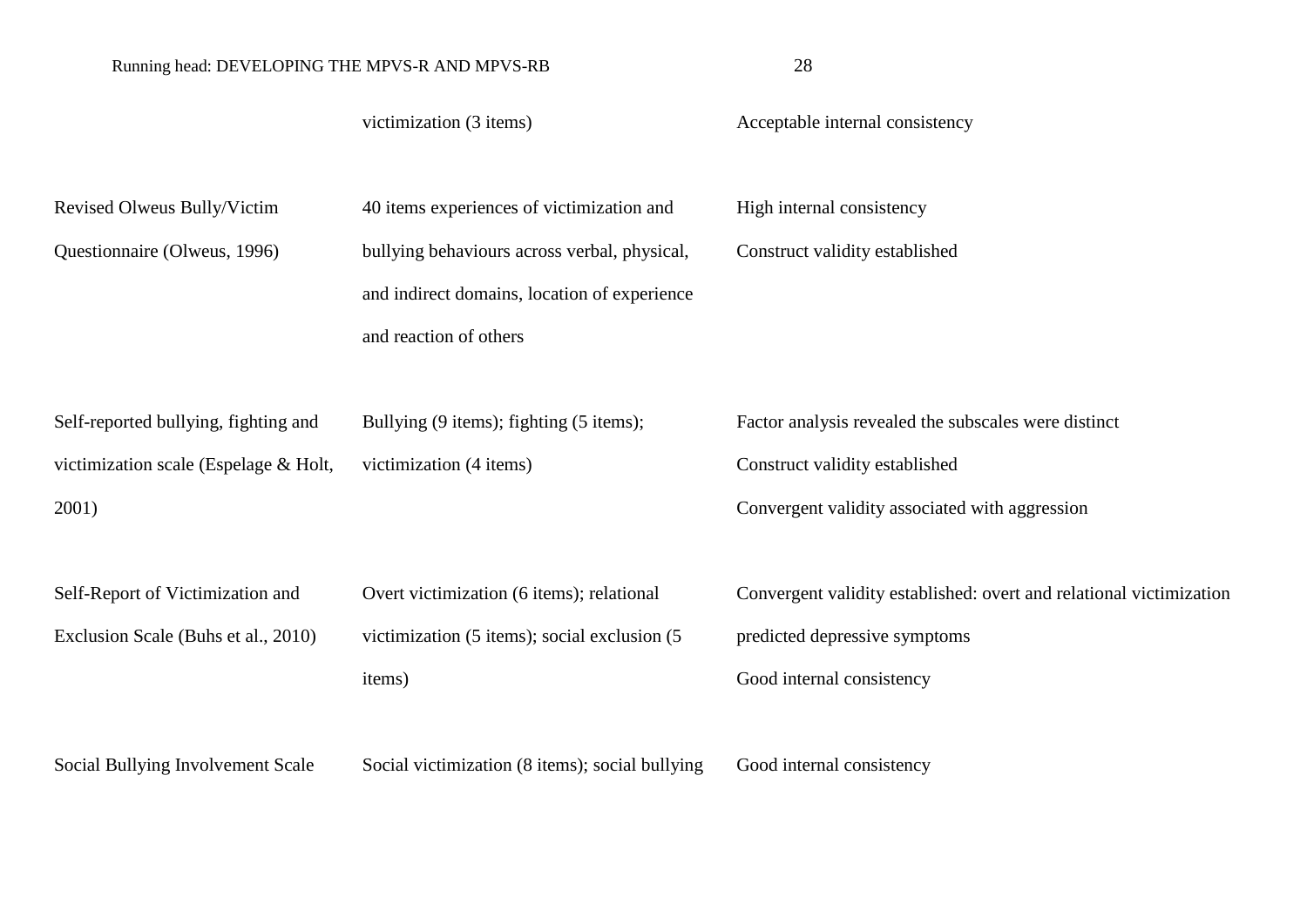| | | |
|---|---|---|
| | victimization (3 items) | Acceptable internal consistency |
| Revised Olweus Bully/Victim Questionnaire (Olweus, 1996) | 40 items experiences of victimization and bullying behaviours across verbal, physical, and indirect domains, location of experience and reaction of others | High internal consistency<br>Construct validity established |
| Self-reported bullying, fighting and victimization scale (Espelage & Holt, 2001) | Bullying (9 items); fighting (5 items); victimization (4 items) | Factor analysis revealed the subscales were distinct<br>Construct validity established<br>Convergent validity associated with aggression |
| Self-Report of Victimization and Exclusion Scale (Buhs et al., 2010) | Overt victimization (6 items); relational victimization (5 items); social exclusion (5 items) | Convergent validity established: overt and relational victimization predicted depressive symptoms<br>Good internal consistency |
| Social Bullying Involvement Scale | Social victimization (8 items); social bullying | Good internal consistency |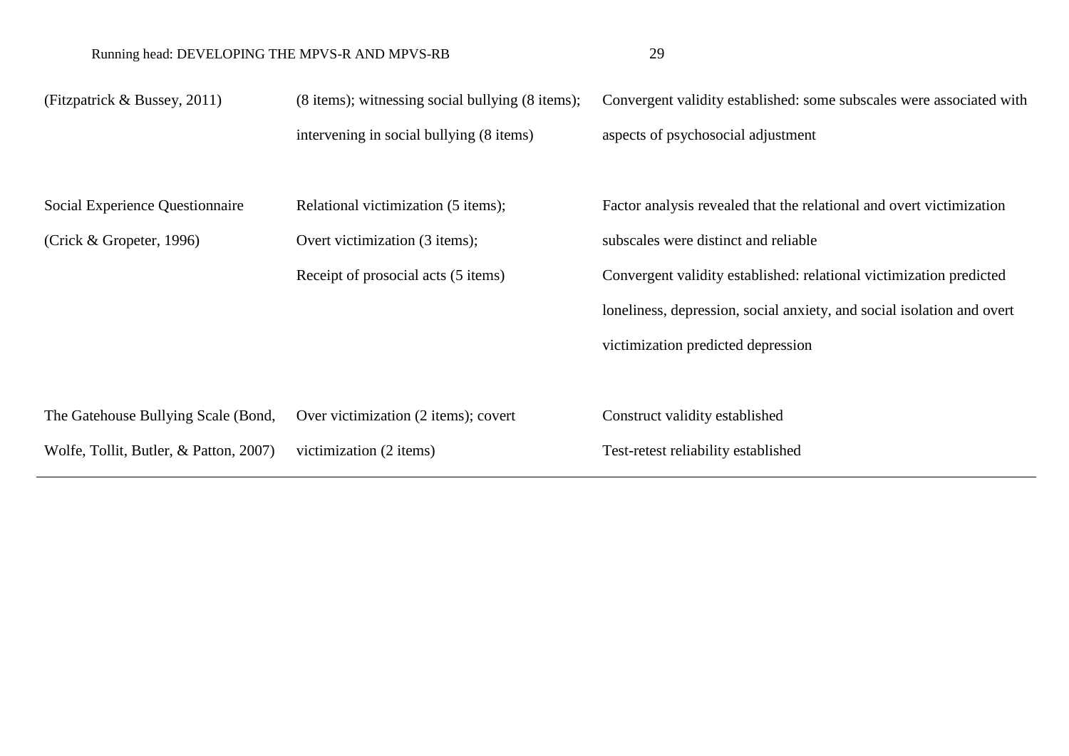| | | |
|---|---|---|
| (Fitzpatrick & Bussey, 2011) | (8 items); witnessing social bullying (8 items); intervening in social bullying (8 items) | Convergent validity established: some subscales were associated with aspects of psychosocial adjustment |
| Social Experience Questionnaire (Crick & Gropeter, 1996) | Relational victimization (5 items); Overt victimization (3 items); Receipt of prosocial acts (5 items) | Factor analysis revealed that the relational and overt victimization subscales were distinct and reliable<br>Convergent validity established: relational victimization predicted loneliness, depression, social anxiety, and social isolation and overt victimization predicted depression |
| The Gatehouse Bullying Scale (Bond, Wolfe, Tollit, Butler, & Patton, 2007) | Over victimization (2 items); covert victimization (2 items) | Construct validity established<br>Test-retest reliability established |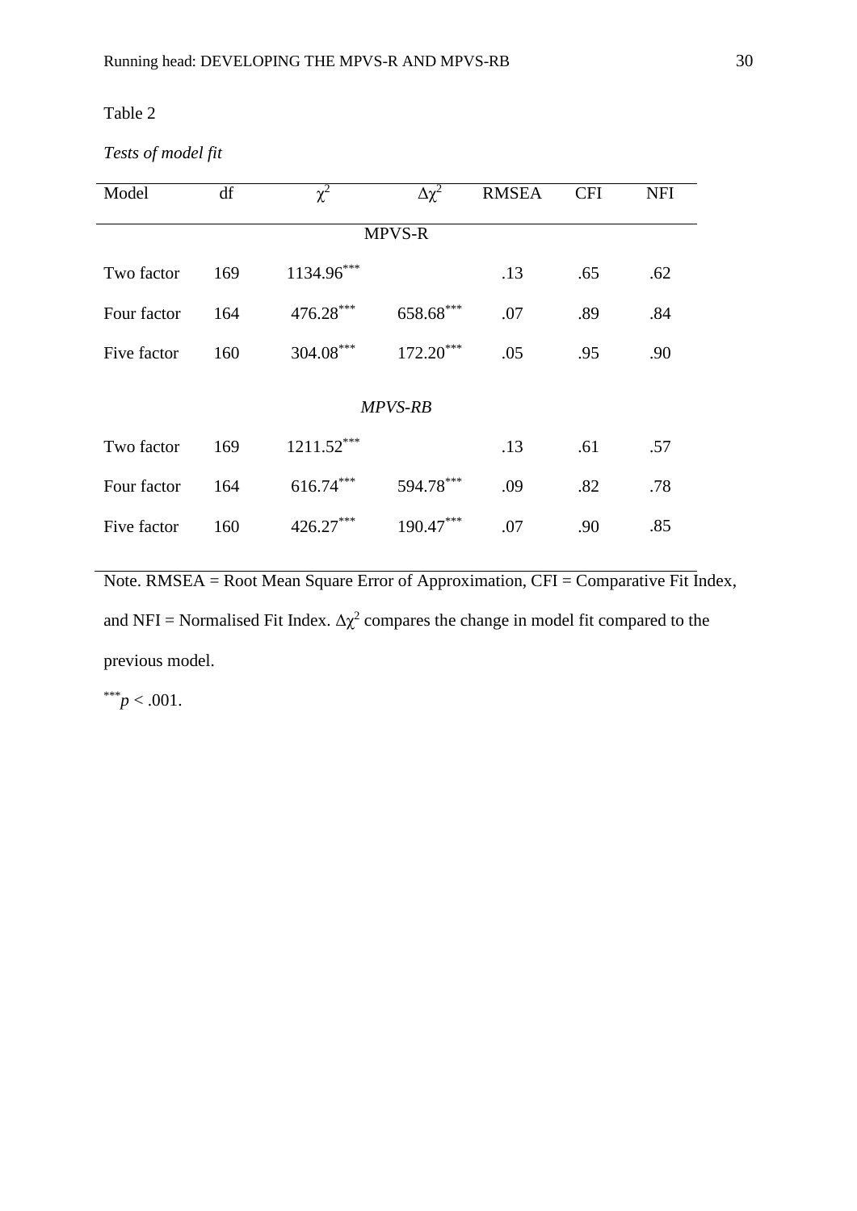Table 2

*Tests of model fit*

| Model | df | $\chi^2$ | $\Delta\chi^2$ | RMSEA | CFI | NFI |
|---|---|---|---|---|---|---|
| | | | MPVS-R | | | |
| Two factor | 169 | $1134.96^{***}$ | | .13 | .65 | .62 |
| Four factor | 164 | $476.28^{***}$ | $658.68^{***}$ | .07 | .89 | .84 |
| Five factor | 160 | $304.08^{***}$ | $172.20^{***}$ | .05 | .95 | .90 |
| | | | *MPVS-RB* | | | |
| Two factor | 169 | $1211.52^{***}$ | | .13 | .61 | .57 |
| Four factor | 164 | $616.74^{***}$ | $594.78^{***}$ | .09 | .82 | .78 |
| Five factor | 160 | $426.27^{***}$ | $190.47^{***}$ | .07 | .90 | .85 |

Note. RMSEA = Root Mean Square Error of Approximation, CFI = Comparative Fit Index, and NFI = Normalised Fit Index. $\Delta\chi^2$ compares the change in model fit compared to the previous model.

$^{***}p < .001$.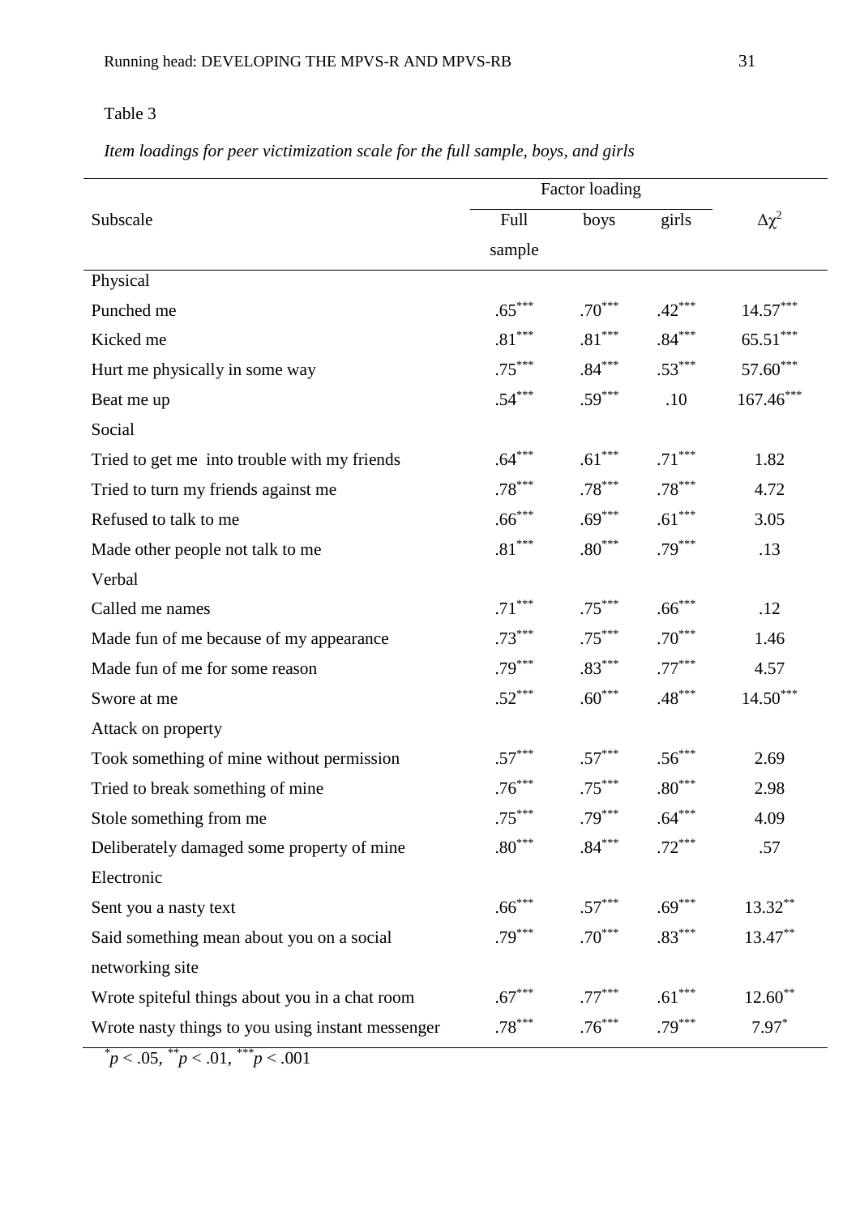Table 3

*Item loadings for peer victimization scale for the full sample, boys, and girls*

| Subscale | Factor loading | | | $\Delta\chi^2$ |
|---|---|---|---|---|
| | Full sample | boys | girls | |
| Physical | | | | |
| Punched me | .65*** | .70*** | .42*** | 14.57*** |
| Kicked me | .81*** | .81*** | .84*** | 65.51*** |
| Hurt me physically in some way | .75*** | .84*** | .53*** | 57.60*** |
| Beat me up | .54*** | .59*** | .10 | 167.46*** |
| Social | | | | |
| Tried to get me into trouble with my friends | .64*** | .61*** | .71*** | 1.82 |
| Tried to turn my friends against me | .78*** | .78*** | .78*** | 4.72 |
| Refused to talk to me | .66*** | .69*** | .61*** | 3.05 |
| Made other people not talk to me | .81*** | .80*** | .79*** | .13 |
| Verbal | | | | |
| Called me names | .71*** | .75*** | .66*** | .12 |
| Made fun of me because of my appearance | .73*** | .75*** | .70*** | 1.46 |
| Made fun of me for some reason | .79*** | .83*** | .77*** | 4.57 |
| Swore at me | .52*** | .60*** | .48*** | 14.50*** |
| Attack on property | | | | |
| Took something of mine without permission | .57*** | .57*** | .56*** | 2.69 |
| Tried to break something of mine | .76*** | .75*** | .80*** | 2.98 |
| Stole something from me | .75*** | .79*** | .64*** | 4.09 |
| Deliberately damaged some property of mine | .80*** | .84*** | .72*** | .57 |
| Electronic | | | | |
| Sent you a nasty text | .66*** | .57*** | .69*** | 13.32** |
| Said something mean about you on a social networking site | .79*** | .70*** | .83*** | 13.47** |
| Wrote spiteful things about you in a chat room | .67*** | .77*** | .61*** | 12.60** |
| Wrote nasty things to you using instant messenger | .78*** | .76*** | .79*** | 7.97* |

*$p < .05$, **$p < .01$, ***$p < .001$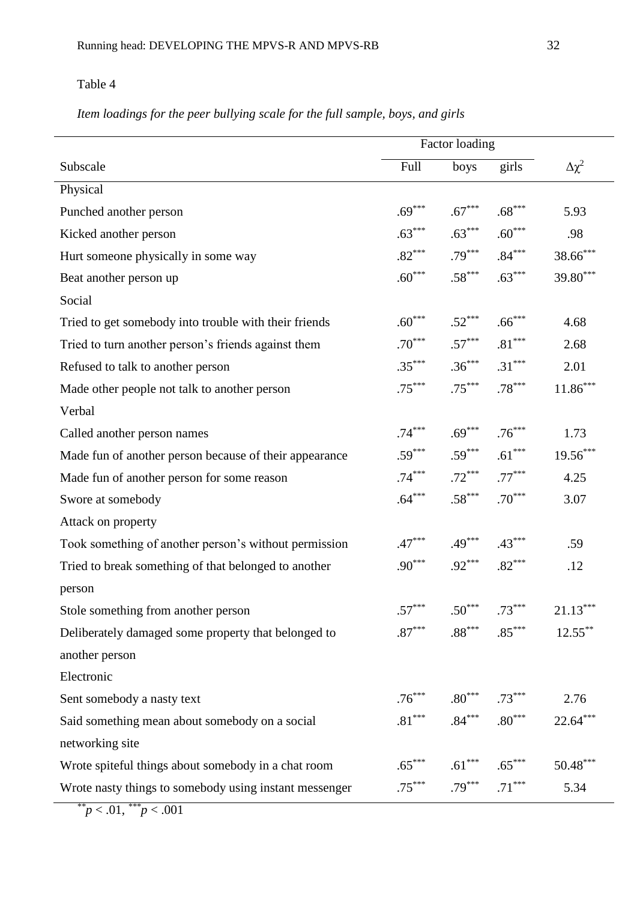Table 4

*Item loadings for the peer bullying scale for the full sample, boys, and girls*

| Subscale | Factor loading | | | $\Delta\chi^2$ |
|---|---|---|---|---|
| | Full | boys | girls | |
| Physical | | | | |
| Punched another person | $.69^{***}$ | $.67^{***}$ | $.68^{***}$ | 5.93 |
| Kicked another person | $.63^{***}$ | $.63^{***}$ | $.60^{***}$ | .98 |
| Hurt someone physically in some way | $.82^{***}$ | $.79^{***}$ | $.84^{***}$ | $38.66^{***}$ |
| Beat another person up | $.60^{***}$ | $.58^{***}$ | $.63^{***}$ | $39.80^{***}$ |
| Social | | | | |
| Tried to get somebody into trouble with their friends | $.60^{***}$ | $.52^{***}$ | $.66^{***}$ | 4.68 |
| Tried to turn another person's friends against them | $.70^{***}$ | $.57^{***}$ | $.81^{***}$ | 2.68 |
| Refused to talk to another person | $.35^{***}$ | $.36^{***}$ | $.31^{***}$ | 2.01 |
| Made other people not talk to another person | $.75^{***}$ | $.75^{***}$ | $.78^{***}$ | $11.86^{***}$ |
| Verbal | | | | |
| Called another person names | $.74^{***}$ | $.69^{***}$ | $.76^{***}$ | 1.73 |
| Made fun of another person because of their appearance | $.59^{***}$ | $.59^{***}$ | $.61^{***}$ | $19.56^{***}$ |
| Made fun of another person for some reason | $.74^{***}$ | $.72^{***}$ | $.77^{***}$ | 4.25 |
| Swore at somebody | $.64^{***}$ | $.58^{***}$ | $.70^{***}$ | 3.07 |
| Attack on property | | | | |
| Took something of another person's without permission | $.47^{***}$ | $.49^{***}$ | $.43^{***}$ | .59 |
| Tried to break something of that belonged to another person | $.90^{***}$ | $.92^{***}$ | $.82^{***}$ | .12 |
| Stole something from another person | $.57^{***}$ | $.50^{***}$ | $.73^{***}$ | $21.13^{***}$ |
| Deliberately damaged some property that belonged to another person | $.87^{***}$ | $.88^{***}$ | $.85^{***}$ | $12.55^{**}$ |
| Electronic | | | | |
| Sent somebody a nasty text | $.76^{***}$ | $.80^{***}$ | $.73^{***}$ | 2.76 |
| Said something mean about somebody on a social networking site | $.81^{***}$ | $.84^{***}$ | $.80^{***}$ | $22.64^{***}$ |
| Wrote spiteful things about somebody in a chat room | $.65^{***}$ | $.61^{***}$ | $.65^{***}$ | $50.48^{***}$ |
| Wrote nasty things to somebody using instant messenger | $.75^{***}$ | $.79^{***}$ | $.71^{***}$ | 5.34 |

$^{**}p < .01$, $^{***}p < .001$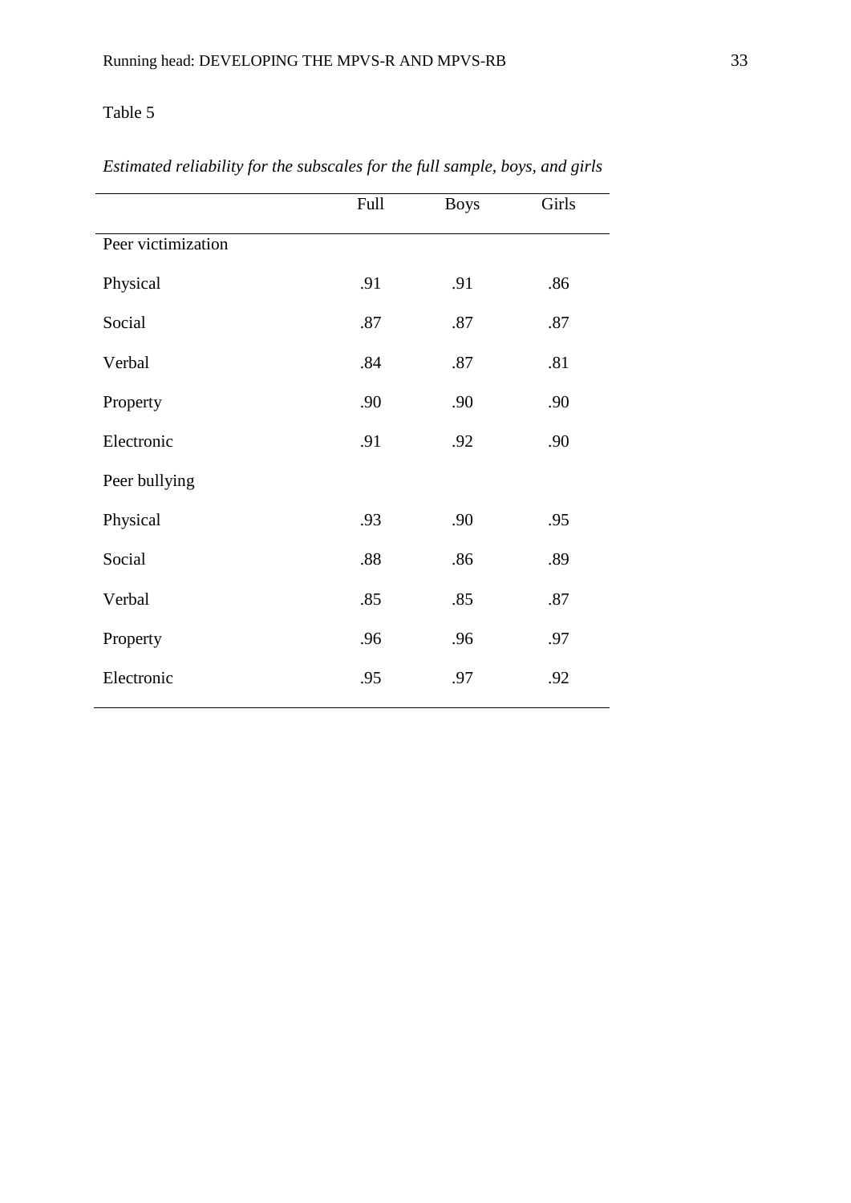Table 5

*Estimated reliability for the subscales for the full sample, boys, and girls*

| | Full | Boys | Girls |
|---|---|---|---|
| Peer victimization | | | |
| Physical | .91 | .91 | .86 |
| Social | .87 | .87 | .87 |
| Verbal | .84 | .87 | .81 |
| Property | .90 | .90 | .90 |
| Electronic | .91 | .92 | .90 |
| Peer bullying | | | |
| Physical | .93 | .90 | .95 |
| Social | .88 | .86 | .89 |
| Verbal | .85 | .85 | .87 |
| Property | .96 | .96 | .97 |
| Electronic | .95 | .97 | .92 |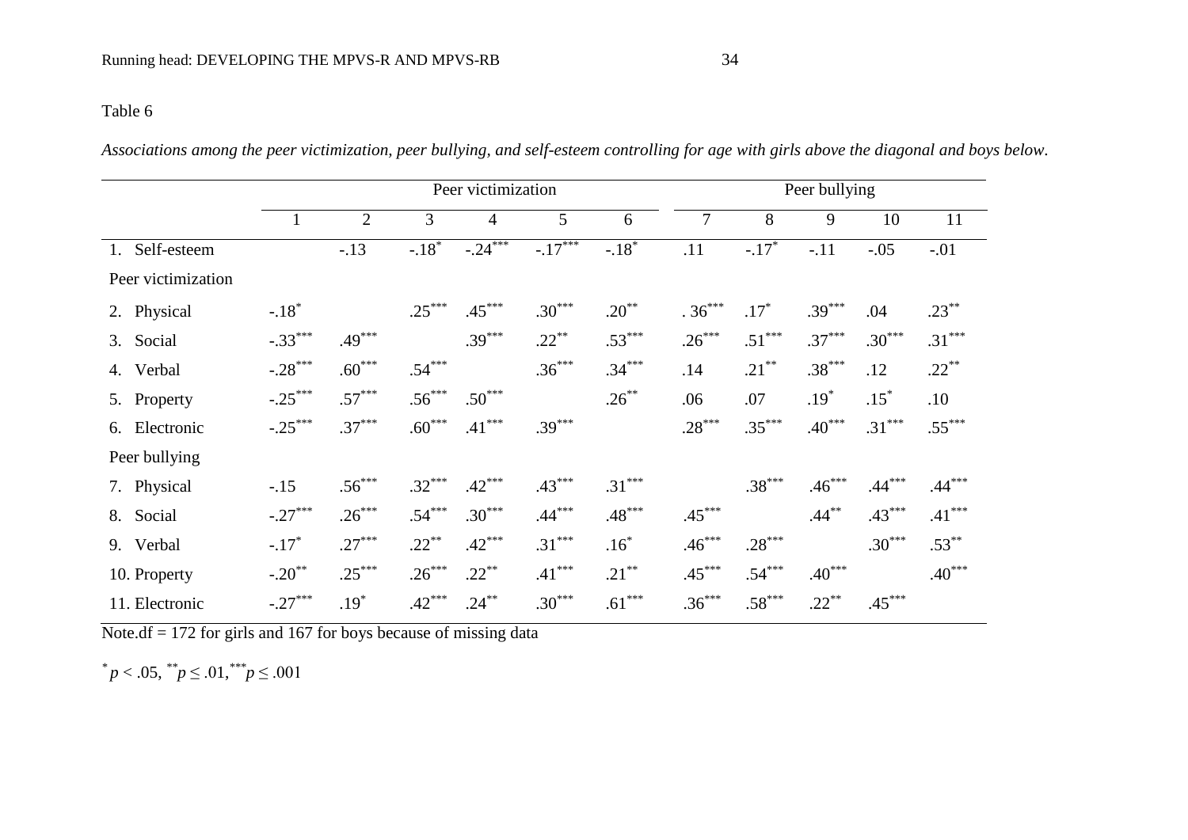Table 6

*Associations among the peer victimization, peer bullying, and self-esteem controlling for age with girls above the diagonal and boys below.*

| | Peer victimization | | | | | | Peer bullying | | | | |
|---|---|---|---|---|---|---|---|---|---|---|---|
| | 1 | 2 | 3 | 4 | 5 | 6 | 7 | 8 | 9 | 10 | 11 |
| 1. Self-esteem | | -.13 | -.18* | -.24*** | -.17*** | -.18* | .11 | -.17* | -.11 | -.05 | -.01 |
| Peer victimization | | | | | | | | | | | |
| 2. Physical | -.18* | | .25*** | .45*** | .30*** | .20** | . 36*** | .17* | .39*** | .04 | .23** |
| 3. Social | -.33*** | .49*** | | .39*** | .22** | .53*** | .26*** | .51*** | .37*** | .30*** | .31*** |
| 4. Verbal | -.28*** | .60*** | .54*** | | .36*** | .34*** | .14 | .21** | .38*** | .12 | .22** |
| 5. Property | -.25*** | .57*** | .56*** | .50*** | | .26** | .06 | .07 | .19* | .15* | .10 |
| 6. Electronic | -.25*** | .37*** | .60*** | .41*** | .39*** | | .28*** | .35*** | .40*** | .31*** | .55*** |
| Peer bullying | | | | | | | | | | | |
| 7. Physical | -.15 | .56*** | .32*** | .42*** | .43*** | .31*** | | .38*** | .46*** | .44*** | .44*** |
| 8. Social | -.27*** | .26*** | .54*** | .30*** | .44*** | .48*** | .45*** | | .44** | .43*** | .41*** |
| 9. Verbal | -.17* | .27*** | .22** | .42*** | .31*** | .16* | .46*** | .28*** | | .30*** | .53** |
| 10. Property | -.20** | .25*** | .26*** | .22** | .41*** | .21** | .45*** | .54*** | .40*** | | .40*** |
| 11. Electronic | -.27*** | .19* | .42*** | .24** | .30*** | .61*** | .36*** | .58*** | .22** | .45*** | |

Note.df = 172 for girls and 167 for boys because of missing data

* $p < .05$, ** $p \leq .01$, *** $p \leq .001$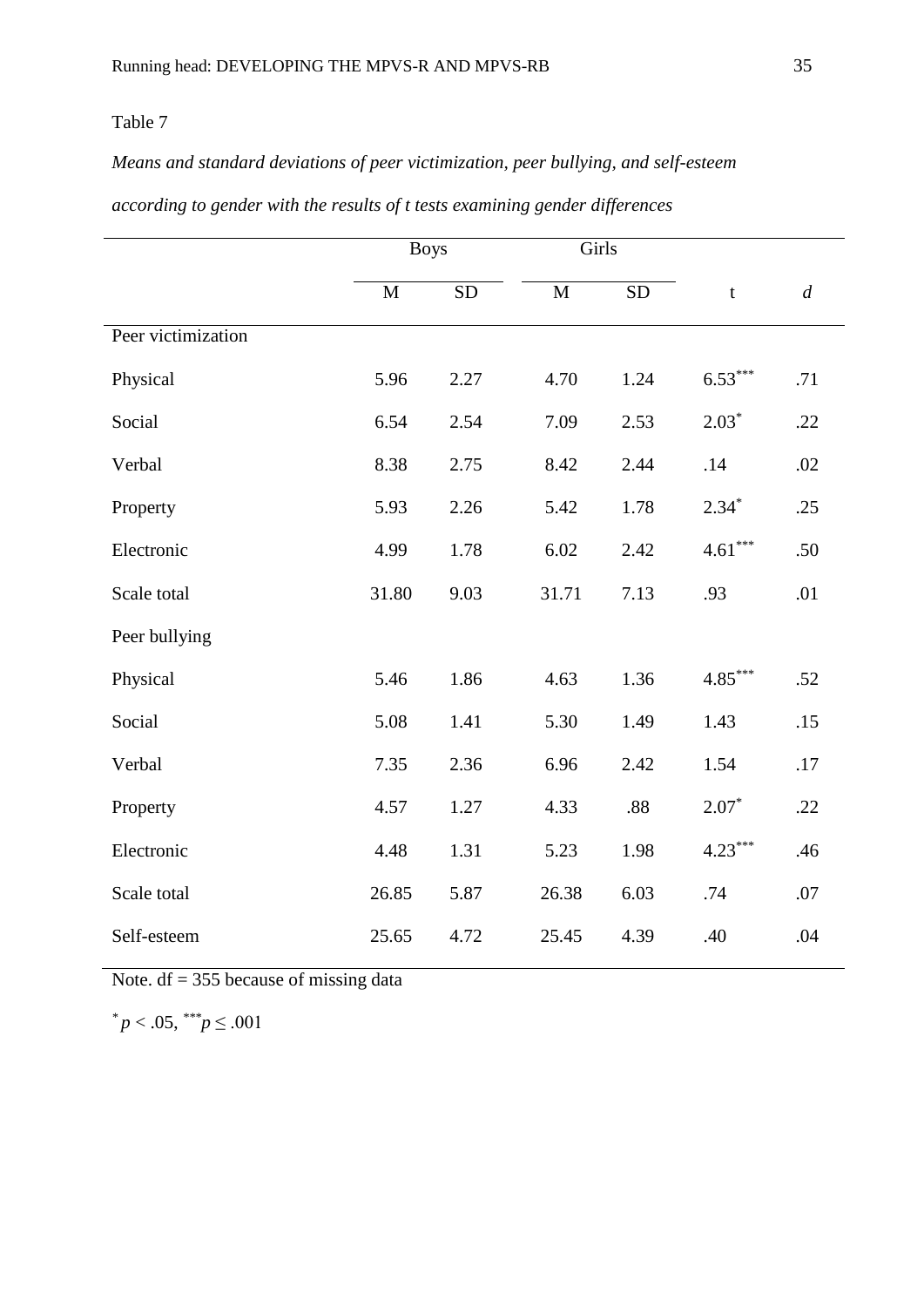Table 7

*Means and standard deviations of peer victimization, peer bullying, and self-esteem according to gender with the results of t tests examining gender differences*

| | Boys | | Girls | | | |
|---|---|---|---|---|---|---|
| | M | SD | M | SD | t | *d* |
| Peer victimization | | | | | | |
| Physical | 5.96 | 2.27 | 4.70 | 1.24 | 6.53*** | .71 |
| Social | 6.54 | 2.54 | 7.09 | 2.53 | 2.03* | .22 |
| Verbal | 8.38 | 2.75 | 8.42 | 2.44 | .14 | .02 |
| Property | 5.93 | 2.26 | 5.42 | 1.78 | 2.34* | .25 |
| Electronic | 4.99 | 1.78 | 6.02 | 2.42 | 4.61*** | .50 |
| Scale total | 31.80 | 9.03 | 31.71 | 7.13 | .93 | .01 |
| Peer bullying | | | | | | |
| Physical | 5.46 | 1.86 | 4.63 | 1.36 | 4.85*** | .52 |
| Social | 5.08 | 1.41 | 5.30 | 1.49 | 1.43 | .15 |
| Verbal | 7.35 | 2.36 | 6.96 | 2.42 | 1.54 | .17 |
| Property | 4.57 | 1.27 | 4.33 | .88 | 2.07* | .22 |
| Electronic | 4.48 | 1.31 | 5.23 | 1.98 | 4.23*** | .46 |
| Scale total | 26.85 | 5.87 | 26.38 | 6.03 | .74 | .07 |
| Self-esteem | 25.65 | 4.72 | 25.45 | 4.39 | .40 | .04 |

Note. df = 355 because of missing data

* $p < .05$, *** $p \leq .001$